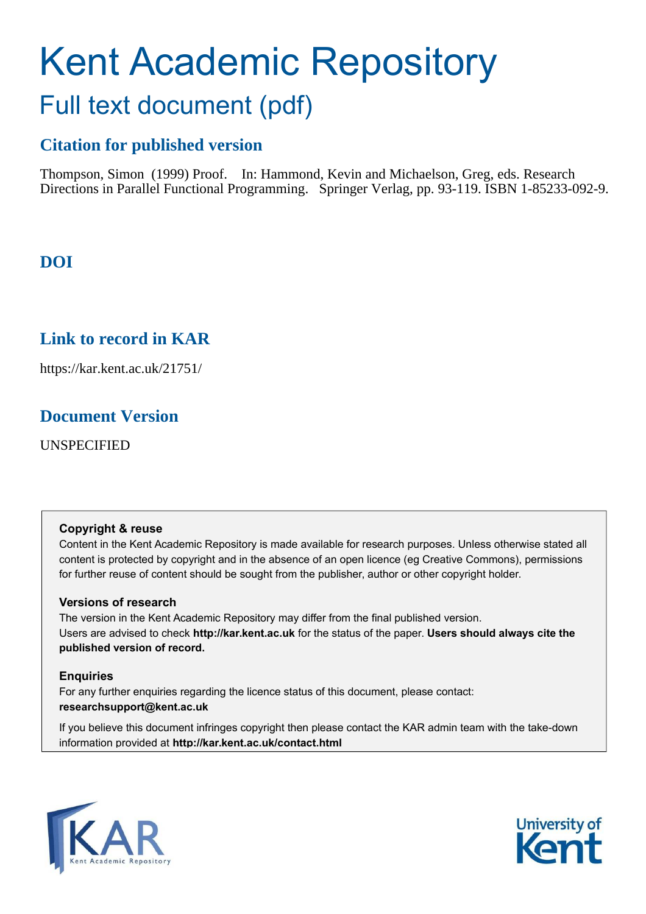# Kent Academic Repository

## Full text document (pdf)

### Citation for published version

Thompson, Simon (1999) Proof. In: Hammond, Kevin and Michaelson, Greg, eds. Research Directions in Parallel Functional Programming. Springer Verlag, pp. 93-119. ISBN 1-85233-092-9.

### DOI

### Link to record in KAR

https://kar.kent.ac.uk/21751/

### Document Version

UNSPECIFIED

**Copyright & reuse**

Content in the Kent Academic Repository is made available for research purposes. Unless otherwise stated all content is protected by copyright and in the absence of an open licence (eg Creative Commons), permissions for further reuse of content should be sought from the publisher, author or other copyright holder.

**Versions of research**

The version in the Kent Academic Repository may differ from the final published version. Users are advised to check **http://kar.kent.ac.uk** for the status of the paper. **Users should always cite the published version of record.**

**Enquiries**

For any further enquiries regarding the licence status of this document, please contact: **researchsupport@kent.ac.uk**

If you believe this document infringes copyright then please contact the KAR admin team with the take-down information provided at **http://kar.kent.ac.uk/contact.html**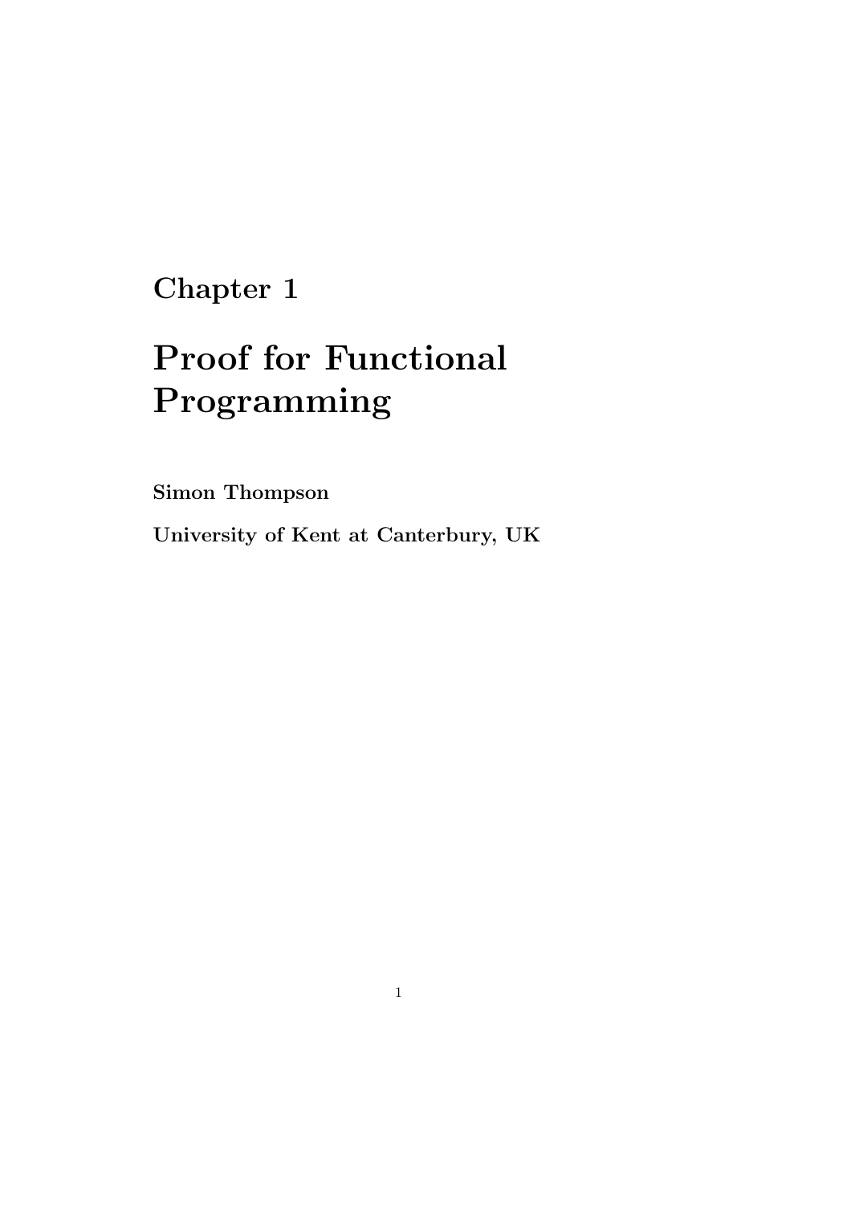# Chapter 1

# Proof for Functional Programming

**Simon Thompson**

**University of Kent at Canterbury, UK**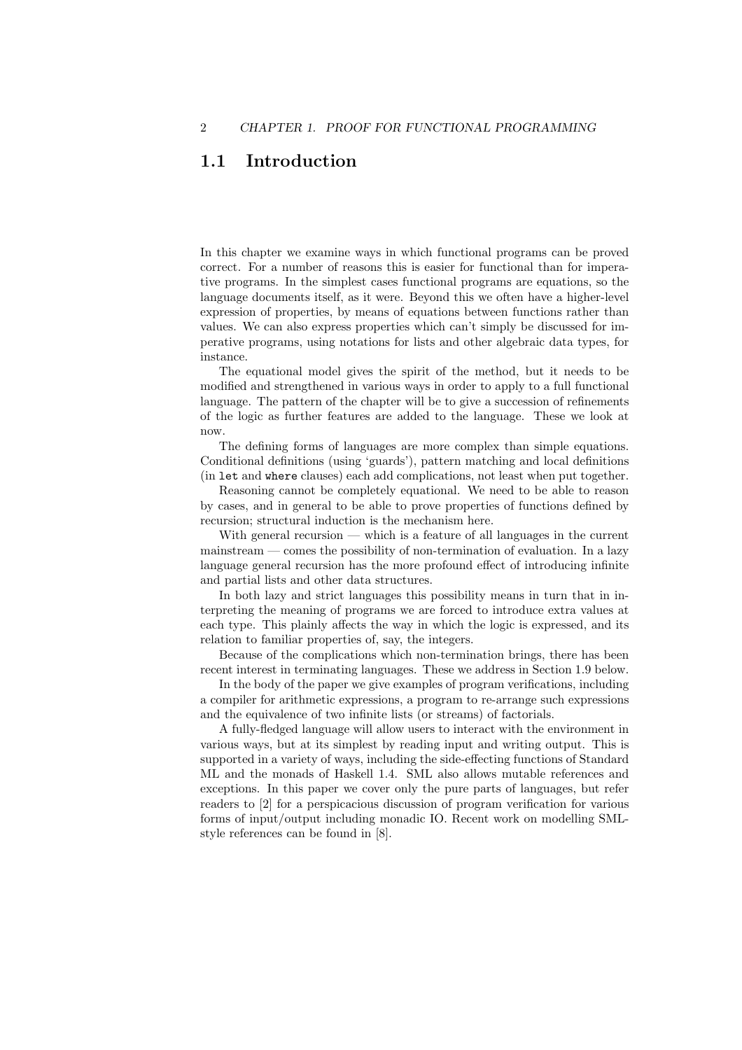## 1.1 Introduction

In this chapter we examine ways in which functional programs can be proved correct. For a number of reasons this is easier for functional than for imperative programs. In the simplest cases functional programs are equations, so the language documents itself, as it were. Beyond this we often have a higher-level expression of properties, by means of equations between functions rather than values. We can also express properties which can't simply be discussed for imperative programs, using notations for lists and other algebraic data types, for instance.

The equational model gives the spirit of the method, but it needs to be modified and strengthened in various ways in order to apply to a full functional language. The pattern of the chapter will be to give a succession of refinements of the logic as further features are added to the language. These we look at now.

The defining forms of languages are more complex than simple equations. Conditional definitions (using 'guards'), pattern matching and local definitions (in `let` and `where` clauses) each add complications, not least when put together.

Reasoning cannot be completely equational. We need to be able to reason by cases, and in general to be able to prove properties of functions defined by recursion; structural induction is the mechanism here.

With general recursion — which is a feature of all languages in the current mainstream — comes the possibility of non-termination of evaluation. In a lazy language general recursion has the more profound effect of introducing infinite and partial lists and other data structures.

In both lazy and strict languages this possibility means in turn that in interpreting the meaning of programs we are forced to introduce extra values at each type. This plainly affects the way in which the logic is expressed, and its relation to familiar properties of, say, the integers.

Because of the complications which non-termination brings, there has been recent interest in terminating languages. These we address in Section 1.9 below.

In the body of the paper we give examples of program verifications, including a compiler for arithmetic expressions, a program to re-arrange such expressions and the equivalence of two infinite lists (or streams) of factorials.

A fully-fledged language will allow users to interact with the environment in various ways, but at its simplest by reading input and writing output. This is supported in a variety of ways, including the side-effecting functions of Standard ML and the monads of Haskell 1.4. SML also allows mutable references and exceptions. In this paper we cover only the pure parts of languages, but refer readers to [2] for a perspicacious discussion of program verification for various forms of input/output including monadic IO. Recent work on modelling SML-style references can be found in [8].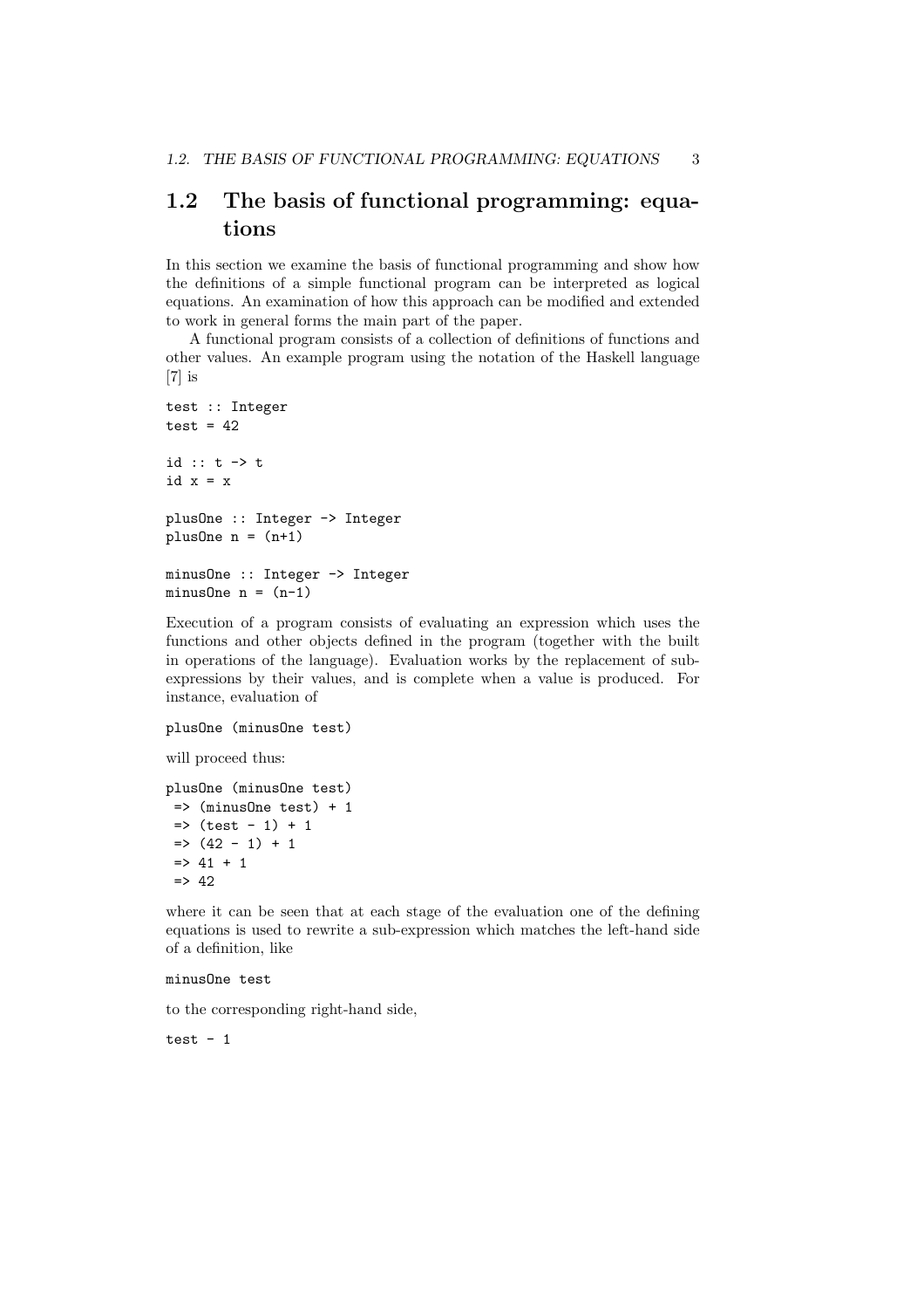## 1.2 The basis of functional programming: equations

In this section we examine the basis of functional programming and show how the definitions of a simple functional program can be interpreted as logical equations. An examination of how this approach can be modified and extended to work in general forms the main part of the paper.

A functional program consists of a collection of definitions of functions and other values. An example program using the notation of the Haskell language [7] is

```
test :: Integer
test = 42

id :: t -> t
id x = x

plusOne :: Integer -> Integer
plusOne n = (n+1)

minusOne :: Integer -> Integer
minusOne n = (n-1)
```

Execution of a program consists of evaluating an expression which uses the functions and other objects defined in the program (together with the built in operations of the language). Evaluation works by the replacement of sub-expressions by their values, and is complete when a value is produced. For instance, evaluation of

```
plusOne (minusOne test)
```

will proceed thus:

```
plusOne (minusOne test)
 => (minusOne test) + 1
 => (test - 1) + 1
 => (42 - 1) + 1
 => 41 + 1
 => 42
```

where it can be seen that at each stage of the evaluation one of the defining equations is used to rewrite a sub-expression which matches the left-hand side of a definition, like

```
minusOne test
```

to the corresponding right-hand side,

```
test - 1
```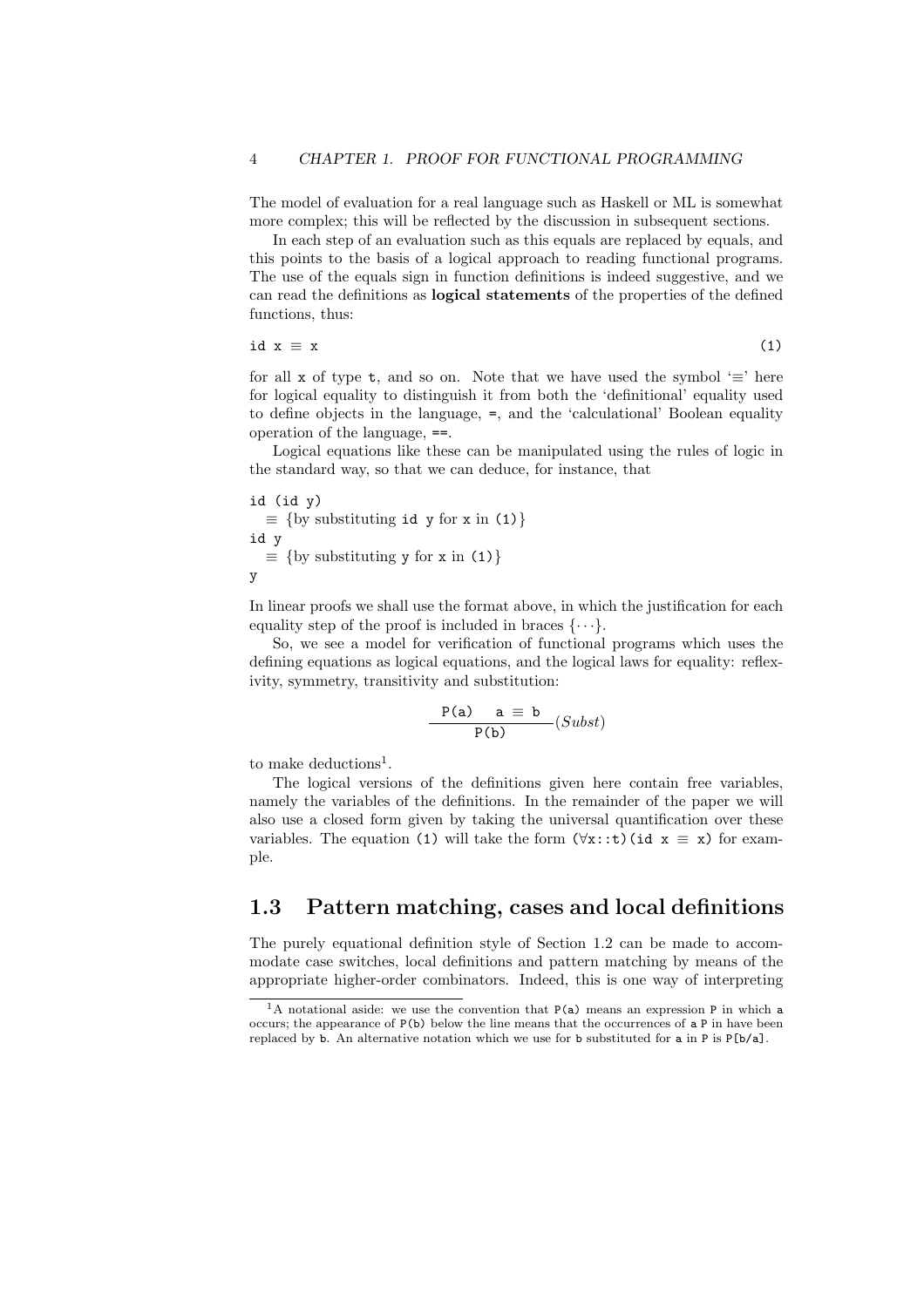The model of evaluation for a real language such as Haskell or ML is somewhat more complex; this will be reflected by the discussion in subsequent sections.

In each step of an evaluation such as this equals are replaced by equals, and this points to the basis of a logical approach to reading functional programs. The use of the equals sign in function definitions is indeed suggestive, and we can read the definitions as **logical statements** of the properties of the defined functions, thus:

```
id x ≡ x                                                              (1)
```

for all `x` of type `t`, and so on. Note that we have used the symbol '≡' here for logical equality to distinguish it from both the 'definitional' equality used to define objects in the language, `=`, and the 'calculational' Boolean equality operation of the language, `==`.

Logical equations like these can be manipulated using the rules of logic in the standard way, so that we can deduce, for instance, that

```
id (id y)
  ≡ {by substituting id y for x in (1)}
id y
  ≡ {by substituting y for x in (1)}
y
```

In linear proofs we shall use the format above, in which the justification for each equality step of the proof is included in braces $\{\cdots\}$.

So, we see a model for verification of functional programs which uses the defining equations as logical equations, and the logical laws for equality: reflexivity, symmetry, transitivity and substitution:

$$\frac{\texttt{P(a)} \quad \texttt{a} \equiv \texttt{b}}{\texttt{P(b)}}(Subst)$$

to make deductions[1].

The logical versions of the definitions given here contain free variables, namely the variables of the definitions. In the remainder of the paper we will also use a closed form given by taking the universal quantification over these variables. The equation `(1)` will take the form `(∀x::t)(id x ≡ x)` for example.

## 1.3 Pattern matching, cases and local definitions

The purely equational definition style of Section 1.2 can be made to accommodate case switches, local definitions and pattern matching by means of the appropriate higher-order combinators. Indeed, this is one way of interpreting

[1] A notational aside: we use the convention that `P(a)` means an expression `P` in which `a` occurs; the appearance of `P(b)` below the line means that the occurrences of `a P` in have been replaced by `b`. An alternative notation which we use for `b` substituted for `a` in `P` is `P[b/a]`.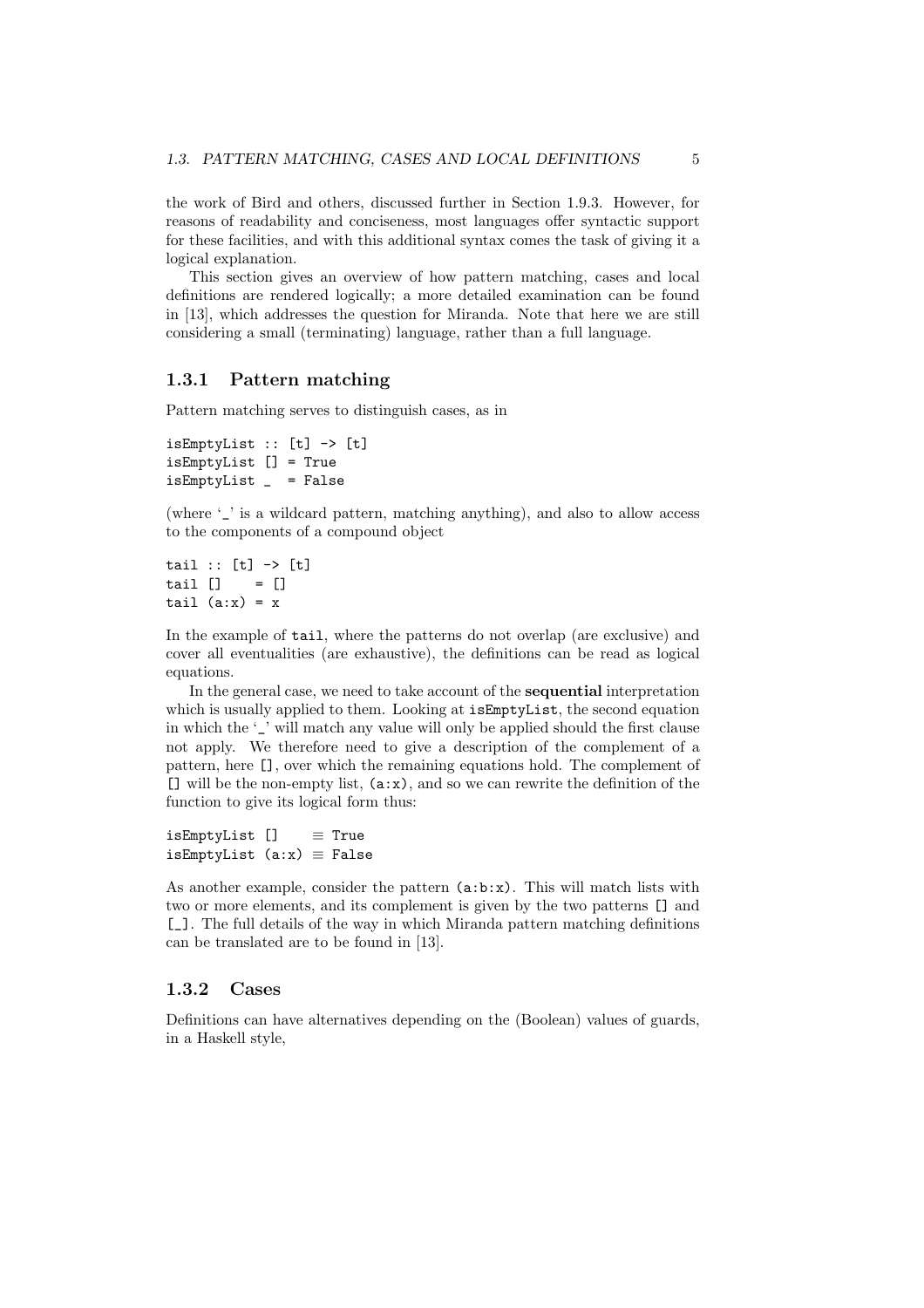the work of Bird and others, discussed further in Section 1.9.3. However, for reasons of readability and conciseness, most languages offer syntactic support for these facilities, and with this additional syntax comes the task of giving it a logical explanation.

This section gives an overview of how pattern matching, cases and local definitions are rendered logically; a more detailed examination can be found in [13], which addresses the question for Miranda. Note that here we are still considering a small (terminating) language, rather than a full language.

### 1.3.1 Pattern matching

Pattern matching serves to distinguish cases, as in

```
isEmptyList :: [t] -> [t]
isEmptyList [] = True
isEmptyList _  = False
```

(where '`_`' is a wildcard pattern, matching anything), and also to allow access to the components of a compound object

```
tail :: [t] -> [t]
tail []    = []
tail (a:x) = x
```

In the example of `tail`, where the patterns do not overlap (are exclusive) and cover all eventualities (are exhaustive), the definitions can be read as logical equations.

In the general case, we need to take account of the **sequential** interpretation which is usually applied to them. Looking at `isEmptyList`, the second equation in which the '`_`' will match any value will only be applied should the first clause not apply. We therefore need to give a description of the complement of a pattern, here `[]`, over which the remaining equations hold. The complement of `[]` will be the non-empty list, `(a:x)`, and so we can rewrite the definition of the function to give its logical form thus:

```
isEmptyList []    ≡ True
isEmptyList (a:x) ≡ False
```

As another example, consider the pattern `(a:b:x)`. This will match lists with two or more elements, and its complement is given by the two patterns `[]` and `[_]`. The full details of the way in which Miranda pattern matching definitions can be translated are to be found in [13].

### 1.3.2 Cases

Definitions can have alternatives depending on the (Boolean) values of guards, in a Haskell style,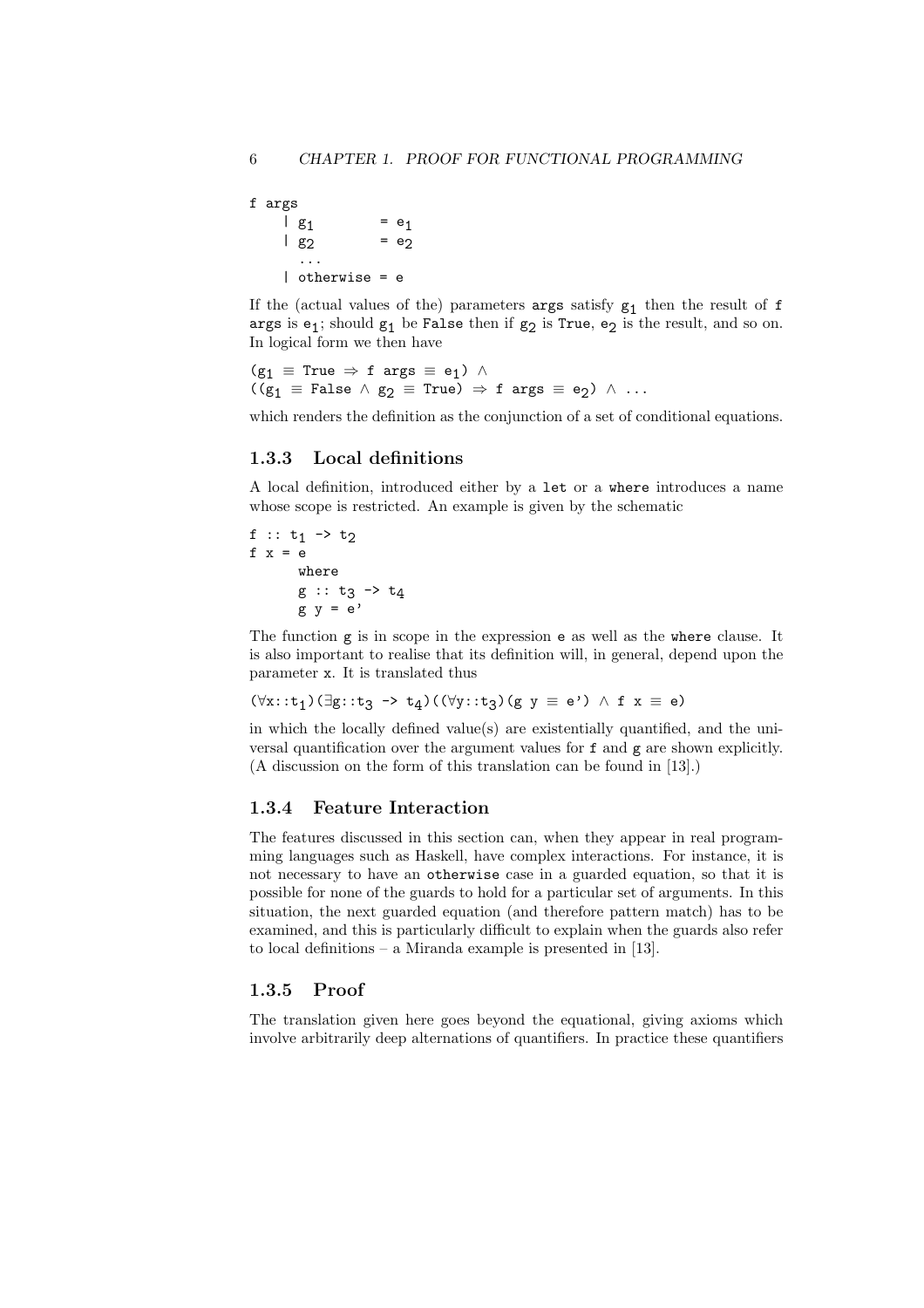```
f args
    | g1        = e1
    | g2        = e2
      ...
    | otherwise = e
```

If the (actual values of the) parameters `args` satisfy $g_1$ then the result of `f args` is $e_1$; should $g_1$ be `False` then if $g_2$ is `True`, $e_2$ is the result, and so on. In logical form we then have

$$(g_1 \equiv \texttt{True} \Rightarrow \texttt{f args} \equiv e_1) \wedge$$
$$((g_1 \equiv \texttt{False} \wedge g_2 \equiv \texttt{True}) \Rightarrow \texttt{f args} \equiv e_2) \wedge \ldots$$

which renders the definition as the conjunction of a set of conditional equations.

### 1.3.3 Local definitions

A local definition, introduced either by a `let` or a `where` introduces a name whose scope is restricted. An example is given by the schematic

```
f :: t1 -> t2
f x = e
      where
      g :: t3 -> t4
      g y = e'
```

The function `g` is in scope in the expression `e` as well as the `where` clause. It is also important to realise that its definition will, in general, depend upon the parameter `x`. It is translated thus

$$(\forall x{::}t_1)(\exists g{::}t_3 \texttt{ -> } t_4)((\forall y{::}t_3)(g\ y \equiv e') \wedge f\ x \equiv e)$$

in which the locally defined value(s) are existentially quantified, and the universal quantification over the argument values for `f` and `g` are shown explicitly. (A discussion on the form of this translation can be found in [13].)

### 1.3.4 Feature Interaction

The features discussed in this section can, when they appear in real programming languages such as Haskell, have complex interactions. For instance, it is not necessary to have an `otherwise` case in a guarded equation, so that it is possible for none of the guards to hold for a particular set of arguments. In this situation, the next guarded equation (and therefore pattern match) has to be examined, and this is particularly difficult to explain when the guards also refer to local definitions – a Miranda example is presented in [13].

### 1.3.5 Proof

The translation given here goes beyond the equational, giving axioms which involve arbitrarily deep alternations of quantifiers. In practice these quantifiers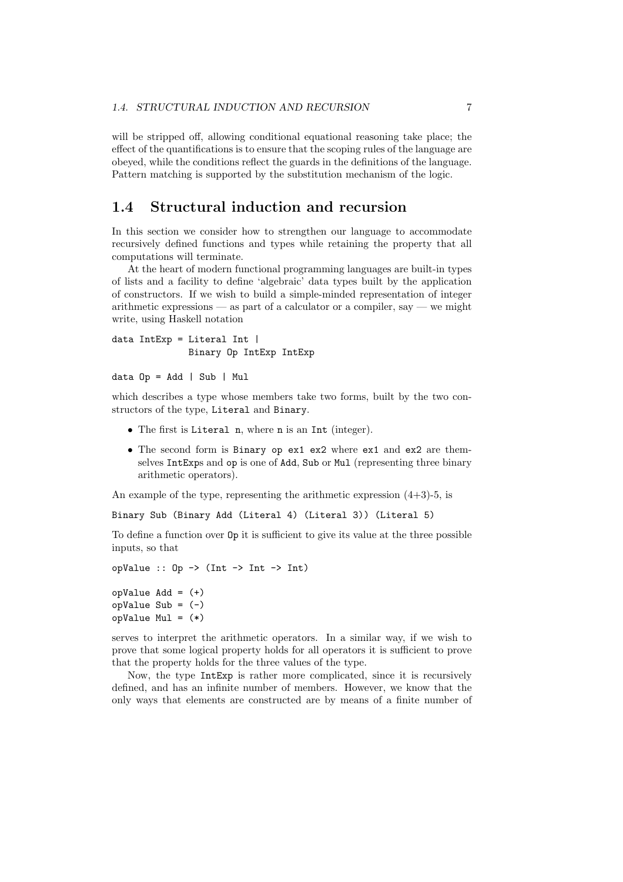will be stripped off, allowing conditional equational reasoning take place; the effect of the quantifications is to ensure that the scoping rules of the language are obeyed, while the conditions reflect the guards in the definitions of the language. Pattern matching is supported by the substitution mechanism of the logic.

## 1.4 Structural induction and recursion

In this section we consider how to strengthen our language to accommodate recursively defined functions and types while retaining the property that all computations will terminate.

At the heart of modern functional programming languages are built-in types of lists and a facility to define 'algebraic' data types built by the application of constructors. If we wish to build a simple-minded representation of integer arithmetic expressions — as part of a calculator or a compiler, say — we might write, using Haskell notation

```
data IntExp = Literal Int |
              Binary Op IntExp IntExp

data Op = Add | Sub | Mul
```

which describes a type whose members take two forms, built by the two constructors of the type, `Literal` and `Binary`.

- The first is `Literal n`, where `n` is an `Int` (integer).
- The second form is `Binary op ex1 ex2` where `ex1` and `ex2` are themselves `IntExp`s and `op` is one of `Add`, `Sub` or `Mul` (representing three binary arithmetic operators).

An example of the type, representing the arithmetic expression (4+3)-5, is

```
Binary Sub (Binary Add (Literal 4) (Literal 3)) (Literal 5)
```

To define a function over `Op` it is sufficient to give its value at the three possible inputs, so that

```
opValue :: Op -> (Int -> Int -> Int)

opValue Add = (+)
opValue Sub = (-)
opValue Mul = (*)
```

serves to interpret the arithmetic operators. In a similar way, if we wish to prove that some logical property holds for all operators it is sufficient to prove that the property holds for the three values of the type.

Now, the type `IntExp` is rather more complicated, since it is recursively defined, and has an infinite number of members. However, we know that the only ways that elements are constructed are by means of a finite number of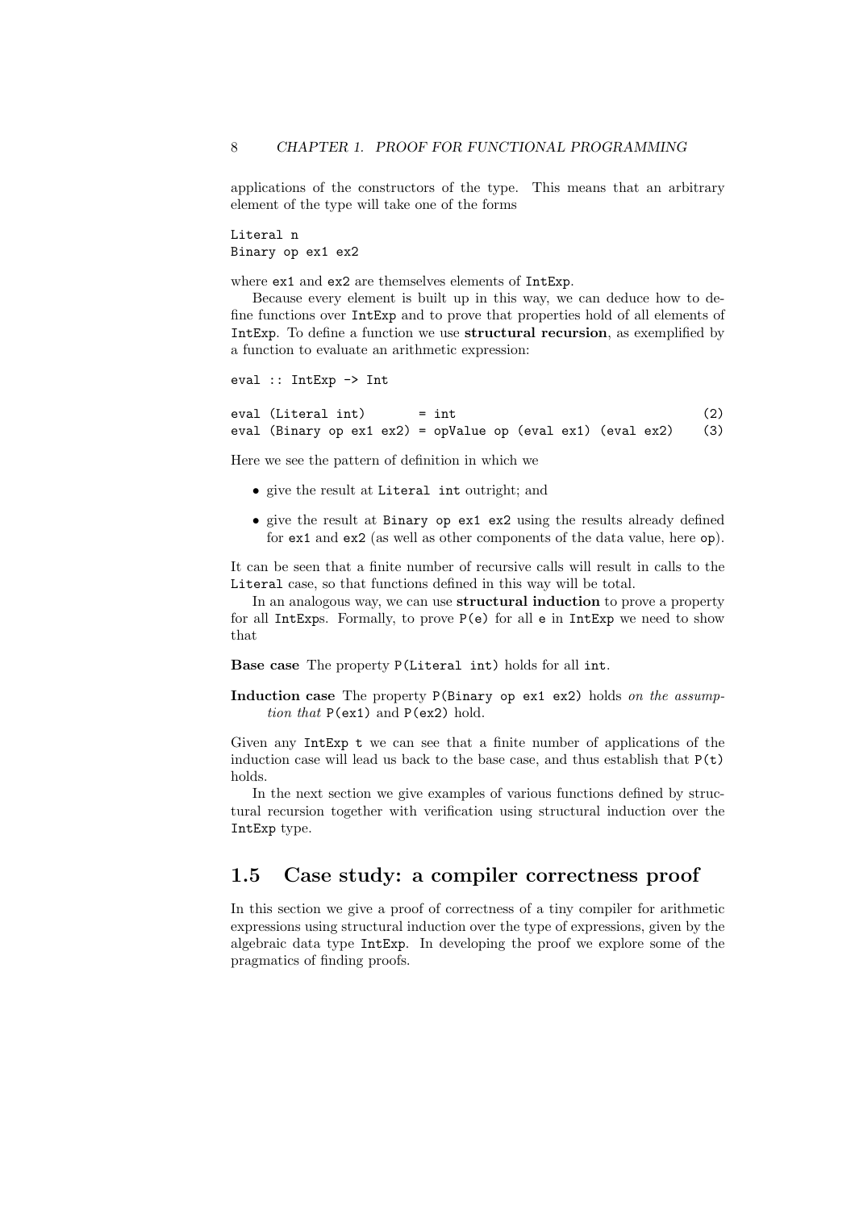applications of the constructors of the type. This means that an arbitrary element of the type will take one of the forms

```
Literal n
Binary op ex1 ex2
```

where `ex1` and `ex2` are themselves elements of `IntExp`.

Because every element is built up in this way, we can deduce how to define functions over `IntExp` and to prove that properties hold of all elements of `IntExp`. To define a function we use **structural recursion**, as exemplified by a function to evaluate an arithmetic expression:

```
eval :: IntExp -> Int

eval (Literal int)       = int                                    (2)
eval (Binary op ex1 ex2) = opValue op (eval ex1) (eval ex2)       (3)
```

Here we see the pattern of definition in which we

- give the result at `Literal int` outright; and
- give the result at `Binary op ex1 ex2` using the results already defined for `ex1` and `ex2` (as well as other components of the data value, here `op`).

It can be seen that a finite number of recursive calls will result in calls to the `Literal` case, so that functions defined in this way will be total.

In an analogous way, we can use **structural induction** to prove a property for all `IntExp`s. Formally, to prove `P(e)` for all `e` in `IntExp` we need to show that

**Base case** The property `P(Literal int)` holds for all `int`.

**Induction case** The property `P(Binary op ex1 ex2)` holds *on the assumption that* `P(ex1)` and `P(ex2)` hold.

Given any `IntExp t` we can see that a finite number of applications of the induction case will lead us back to the base case, and thus establish that `P(t)` holds.

In the next section we give examples of various functions defined by structural recursion together with verification using structural induction over the `IntExp` type.

## 1.5 Case study: a compiler correctness proof

In this section we give a proof of correctness of a tiny compiler for arithmetic expressions using structural induction over the type of expressions, given by the algebraic data type `IntExp`. In developing the proof we explore some of the pragmatics of finding proofs.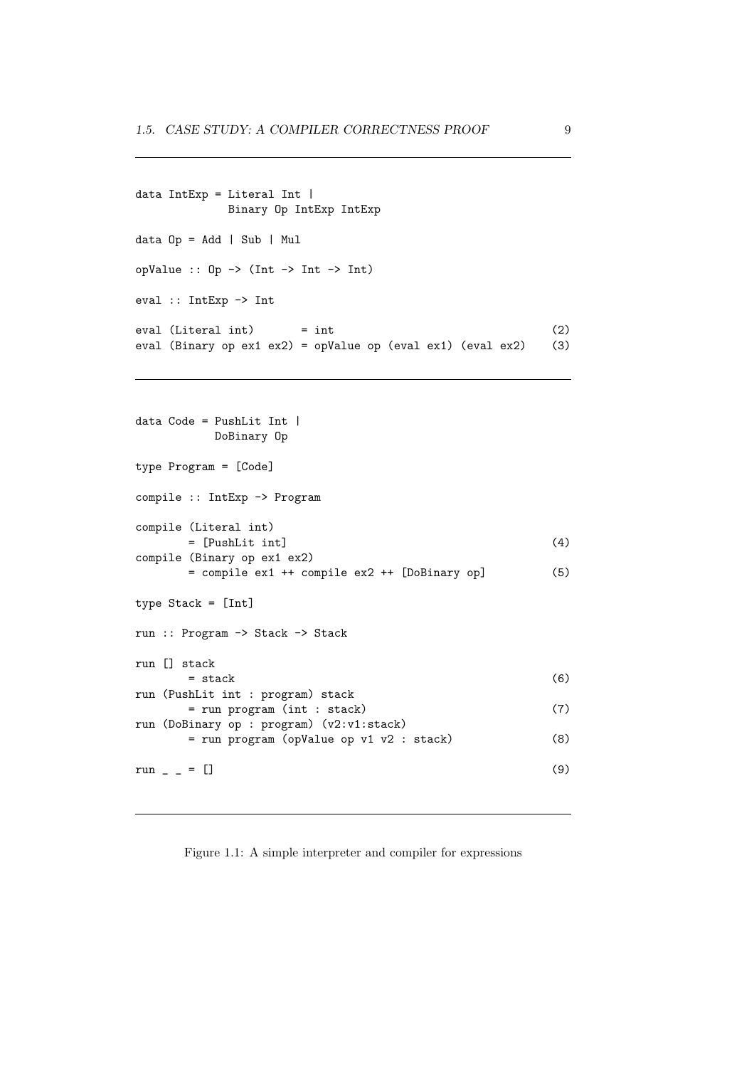```
data IntExp = Literal Int |
              Binary Op IntExp IntExp

data Op = Add | Sub | Mul

opValue :: Op -> (Int -> Int -> Int)

eval :: IntExp -> Int

eval (Literal int)       = int                               (2)
eval (Binary op ex1 ex2) = opValue op (eval ex1) (eval ex2)  (3)
```

```
data Code = PushLit Int |
            DoBinary Op

type Program = [Code]

compile :: IntExp -> Program

compile (Literal int)
        = [PushLit int]                                      (4)
compile (Binary op ex1 ex2)
        = compile ex1 ++ compile ex2 ++ [DoBinary op]        (5)

type Stack = [Int]

run :: Program -> Stack -> Stack

run [] stack
        = stack                                              (6)
run (PushLit int : program) stack
        = run program (int : stack)                          (7)
run (DoBinary op : program) (v2:v1:stack)
        = run program (opValue op v1 v2 : stack)             (8)

run _ _ = []                                                 (9)
```

Figure 1.1: A simple interpreter and compiler for expressions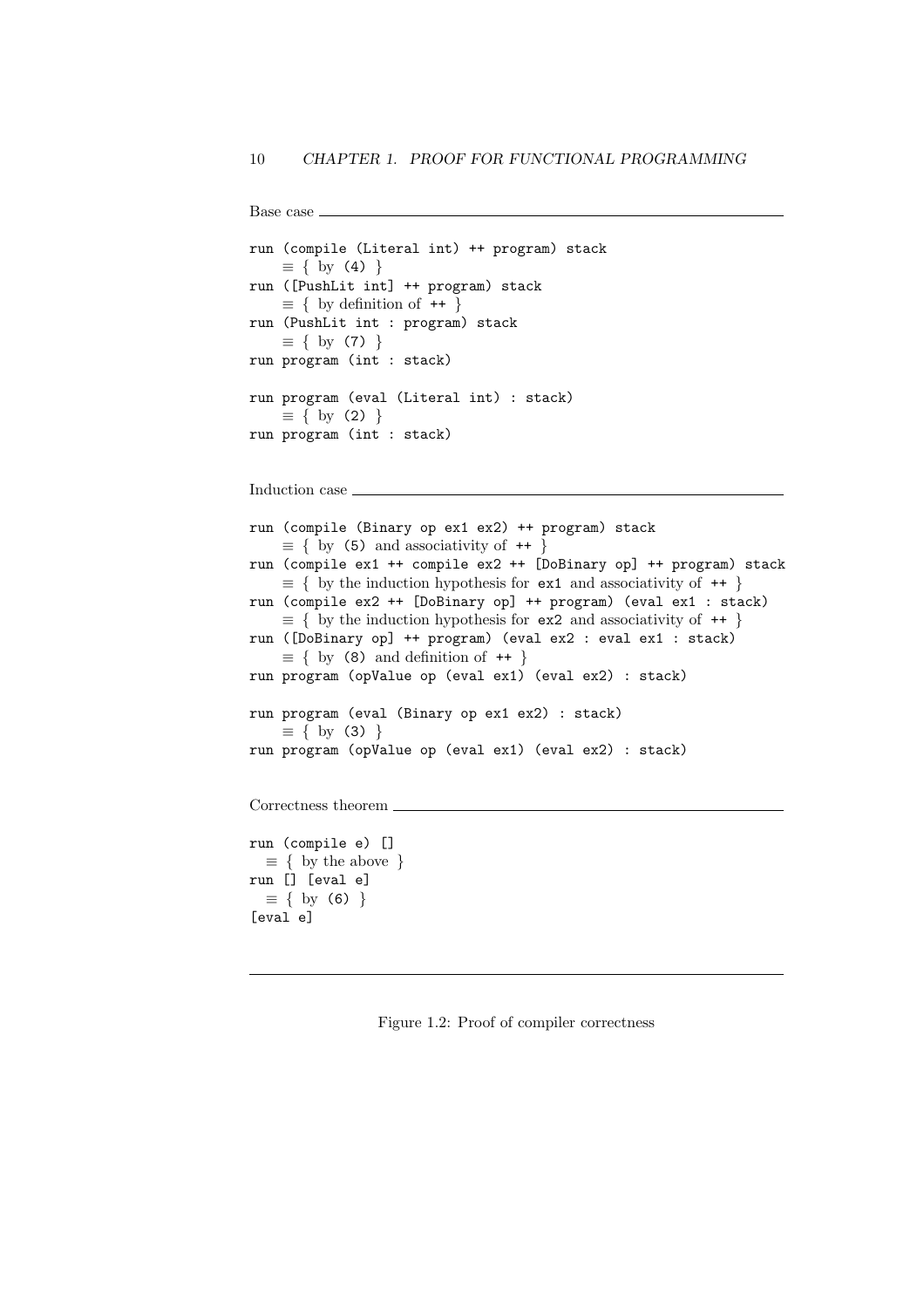Base case

```
run (compile (Literal int) ++ program) stack
    ≡ { by (4) }
run ([PushLit int] ++ program) stack
    ≡ { by definition of ++ }
run (PushLit int : program) stack
    ≡ { by (7) }
run program (int : stack)

run program (eval (Literal int) : stack)
    ≡ { by (2) }
run program (int : stack)
```

Induction case

```
run (compile (Binary op ex1 ex2) ++ program) stack
    ≡ { by (5) and associativity of ++ }
run (compile ex1 ++ compile ex2 ++ [DoBinary op] ++ program) stack
    ≡ { by the induction hypothesis for ex1 and associativity of ++ }
run (compile ex2 ++ [DoBinary op] ++ program) (eval ex1 : stack)
    ≡ { by the induction hypothesis for ex2 and associativity of ++ }
run ([DoBinary op] ++ program) (eval ex2 : eval ex1 : stack)
    ≡ { by (8) and definition of ++ }
run program (opValue op (eval ex1) (eval ex2) : stack)

run program (eval (Binary op ex1 ex2) : stack)
    ≡ { by (3) }
run program (opValue op (eval ex1) (eval ex2) : stack)
```

Correctness theorem

```
run (compile e) []
  ≡ { by the above }
run [] [eval e]
  ≡ { by (6) }
[eval e]
```

Figure 1.2: Proof of compiler correctness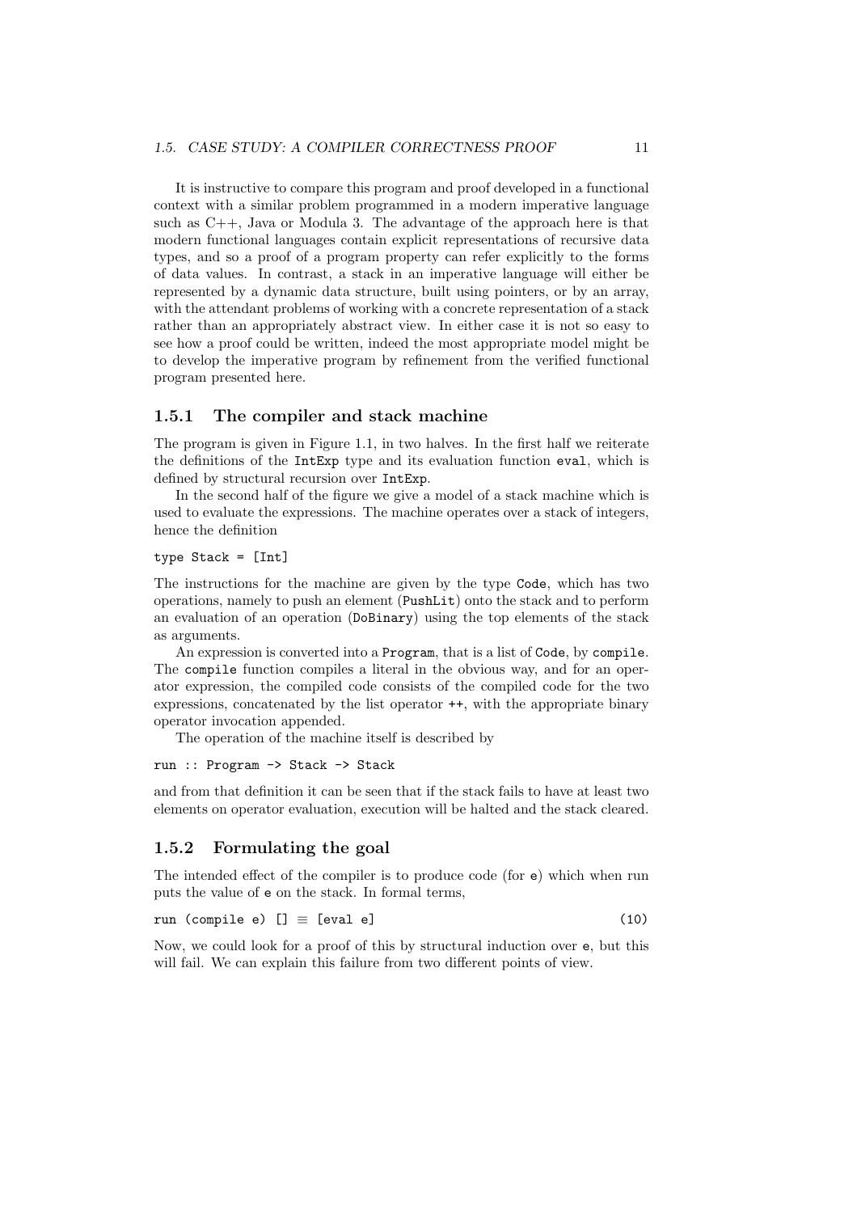It is instructive to compare this program and proof developed in a functional context with a similar problem programmed in a modern imperative language such as C++, Java or Modula 3. The advantage of the approach here is that modern functional languages contain explicit representations of recursive data types, and so a proof of a program property can refer explicitly to the forms of data values. In contrast, a stack in an imperative language will either be represented by a dynamic data structure, built using pointers, or by an array, with the attendant problems of working with a concrete representation of a stack rather than an appropriately abstract view. In either case it is not so easy to see how a proof could be written, indeed the most appropriate model might be to develop the imperative program by refinement from the verified functional program presented here.

### 1.5.1 The compiler and stack machine

The program is given in Figure 1.1, in two halves. In the first half we reiterate the definitions of the `IntExp` type and its evaluation function `eval`, which is defined by structural recursion over `IntExp`.

In the second half of the figure we give a model of a stack machine which is used to evaluate the expressions. The machine operates over a stack of integers, hence the definition

```
type Stack = [Int]
```

The instructions for the machine are given by the type `Code`, which has two operations, namely to push an element (`PushLit`) onto the stack and to perform an evaluation of an operation (`DoBinary`) using the top elements of the stack as arguments.

An expression is converted into a `Program`, that is a list of `Code`, by `compile`. The `compile` function compiles a literal in the obvious way, and for an operator expression, the compiled code consists of the compiled code for the two expressions, concatenated by the list operator `++`, with the appropriate binary operator invocation appended.

The operation of the machine itself is described by

```
run :: Program -> Stack -> Stack
```

and from that definition it can be seen that if the stack fails to have at least two elements on operator evaluation, execution will be halted and the stack cleared.

### 1.5.2 Formulating the goal

The intended effect of the compiler is to produce code (for `e`) which when run puts the value of `e` on the stack. In formal terms,

```
run (compile e) [] ≡ [eval e]                                    (10)
```

Now, we could look for a proof of this by structural induction over `e`, but this will fail. We can explain this failure from two different points of view.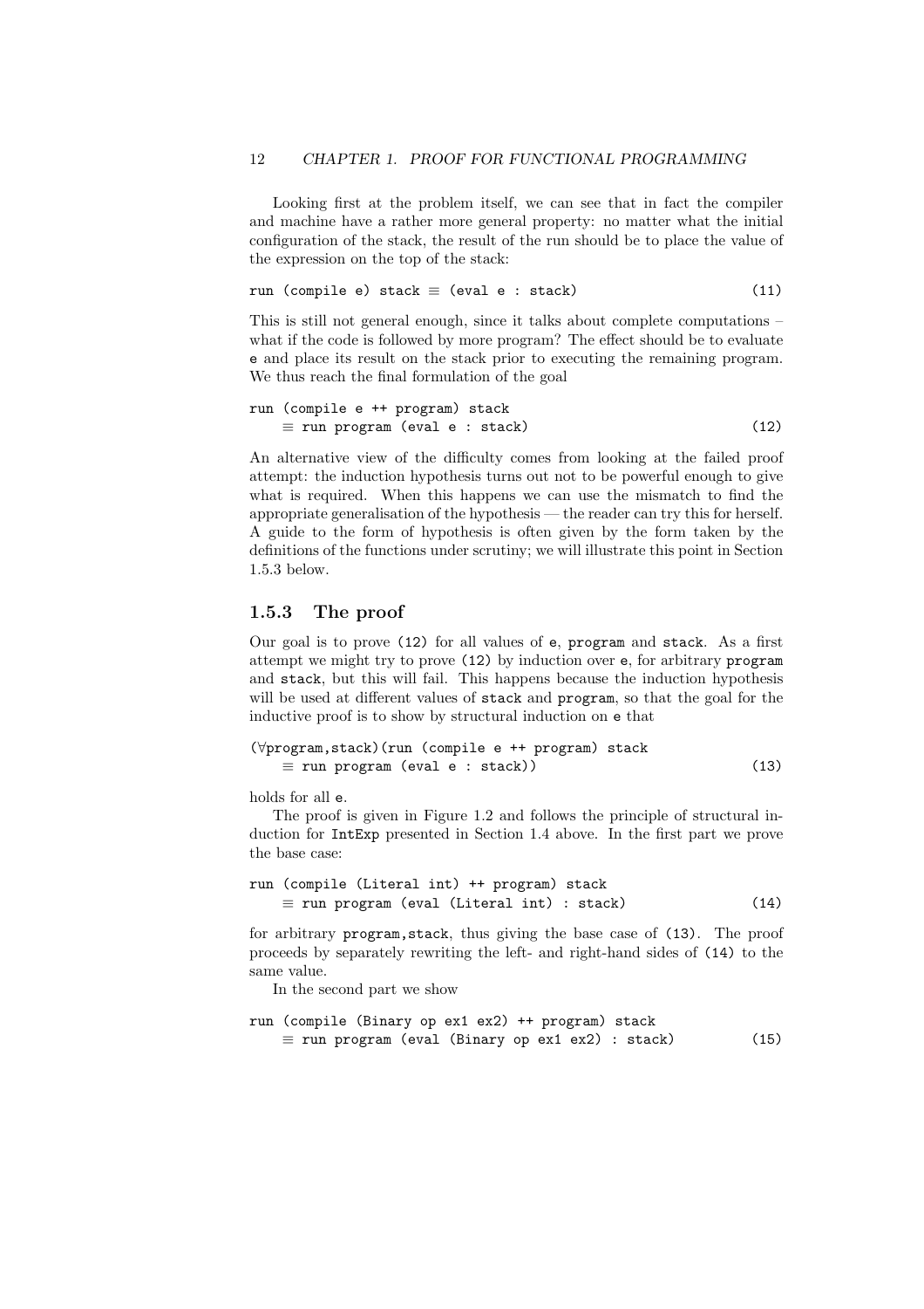Looking first at the problem itself, we can see that in fact the compiler and machine have a rather more general property: no matter what the initial configuration of the stack, the result of the run should be to place the value of the expression on the top of the stack:

```
run (compile e) stack ≡ (eval e : stack)                        (11)
```

This is still not general enough, since it talks about complete computations – what if the code is followed by more program? The effect should be to evaluate `e` and place its result on the stack prior to executing the remaining program. We thus reach the final formulation of the goal

```
run (compile e ++ program) stack
    ≡ run program (eval e : stack)                              (12)
```

An alternative view of the difficulty comes from looking at the failed proof attempt: the induction hypothesis turns out not to be powerful enough to give what is required. When this happens we can use the mismatch to find the appropriate generalisation of the hypothesis — the reader can try this for herself. A guide to the form of hypothesis is often given by the form taken by the definitions of the functions under scrutiny; we will illustrate this point in Section 1.5.3 below.

### 1.5.3 The proof

Our goal is to prove `(12)` for all values of `e`, `program` and `stack`. As a first attempt we might try to prove `(12)` by induction over `e`, for arbitrary `program` and `stack`, but this will fail. This happens because the induction hypothesis will be used at different values of `stack` and `program`, so that the goal for the inductive proof is to show by structural induction on `e` that

```
(∀program,stack)(run (compile e ++ program) stack
    ≡ run program (eval e : stack))                             (13)
```

holds for all `e`.

The proof is given in Figure 1.2 and follows the principle of structural induction for `IntExp` presented in Section 1.4 above. In the first part we prove the base case:

```
run (compile (Literal int) ++ program) stack
    ≡ run program (eval (Literal int) : stack)                  (14)
```

for arbitrary `program,stack`, thus giving the base case of `(13)`. The proof proceeds by separately rewriting the left- and right-hand sides of `(14)` to the same value.

In the second part we show

```
run (compile (Binary op ex1 ex2) ++ program) stack
    ≡ run program (eval (Binary op ex1 ex2) : stack)            (15)
```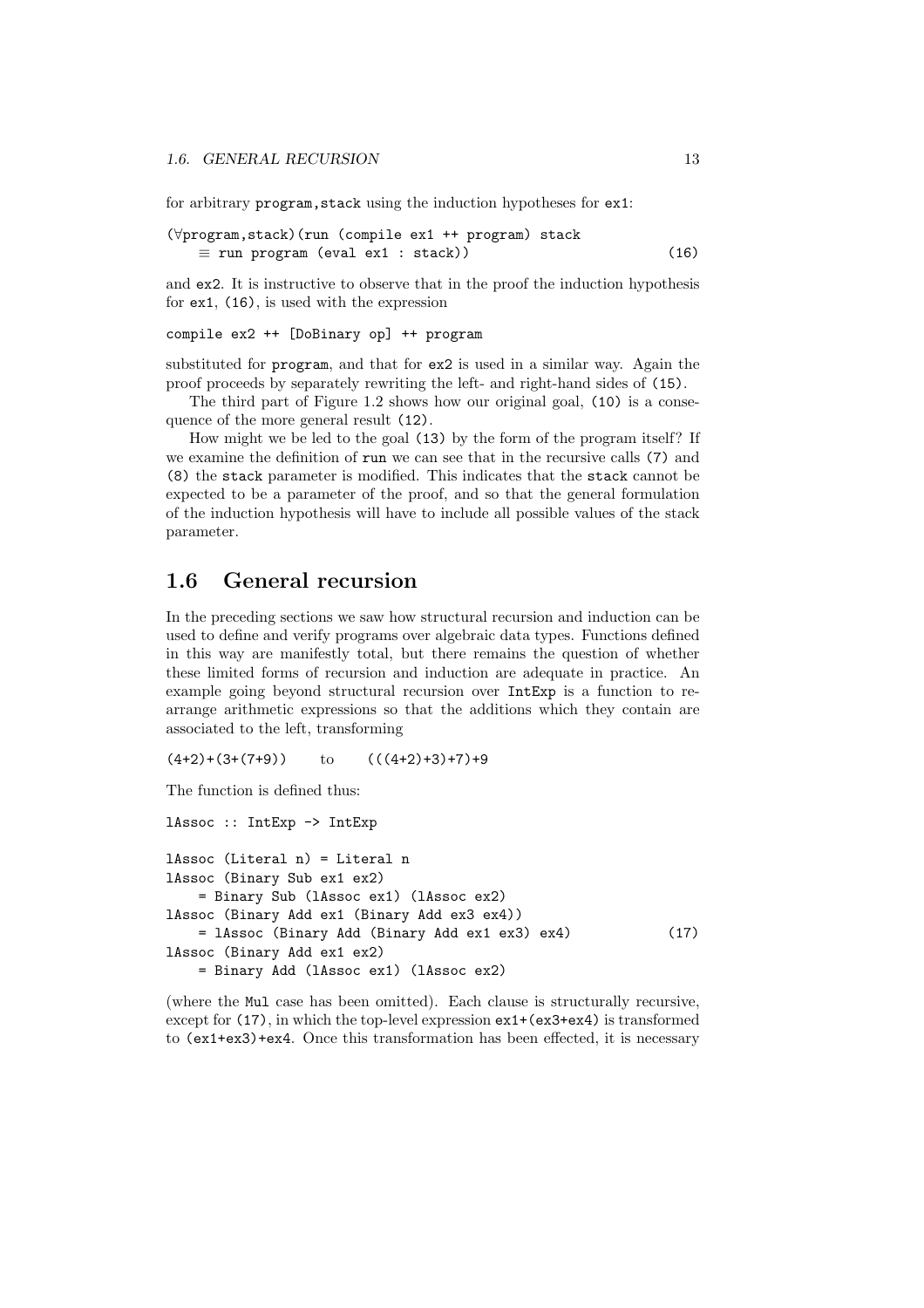for arbitrary `program,stack` using the induction hypotheses for `ex1`:

```
(∀program,stack)(run (compile ex1 ++ program) stack
    ≡ run program (eval ex1 : stack))                        (16)
```

and `ex2`. It is instructive to observe that in the proof the induction hypothesis for `ex1`, `(16)`, is used with the expression

```
compile ex2 ++ [DoBinary op] ++ program
```

substituted for `program`, and that for `ex2` is used in a similar way. Again the proof proceeds by separately rewriting the left- and right-hand sides of `(15)`.

The third part of Figure 1.2 shows how our original goal, `(10)` is a consequence of the more general result `(12)`.

How might we be led to the goal `(13)` by the form of the program itself? If we examine the definition of `run` we can see that in the recursive calls `(7)` and `(8)` the `stack` parameter is modified. This indicates that the `stack` cannot be expected to be a parameter of the proof, and so that the general formulation of the induction hypothesis will have to include all possible values of the stack parameter.

## 1.6 General recursion

In the preceding sections we saw how structural recursion and induction can be used to define and verify programs over algebraic data types. Functions defined in this way are manifestly total, but there remains the question of whether these limited forms of recursion and induction are adequate in practice. An example going beyond structural recursion over `IntExp` is a function to re-arrange arithmetic expressions so that the additions which they contain are associated to the left, transforming

`(4+2)+(3+(7+9))` to `(((4+2)+3)+7)+9`

The function is defined thus:

```
lAssoc :: IntExp -> IntExp

lAssoc (Literal n) = Literal n
lAssoc (Binary Sub ex1 ex2)
    = Binary Sub (lAssoc ex1) (lAssoc ex2)
lAssoc (Binary Add ex1 (Binary Add ex3 ex4))
    = lAssoc (Binary Add (Binary Add ex1 ex3) ex4)           (17)
lAssoc (Binary Add ex1 ex2)
    = Binary Add (lAssoc ex1) (lAssoc ex2)
```

(where the `Mul` case has been omitted). Each clause is structurally recursive, except for `(17)`, in which the top-level expression `ex1+(ex3+ex4)` is transformed to `(ex1+ex3)+ex4`. Once this transformation has been effected, it is necessary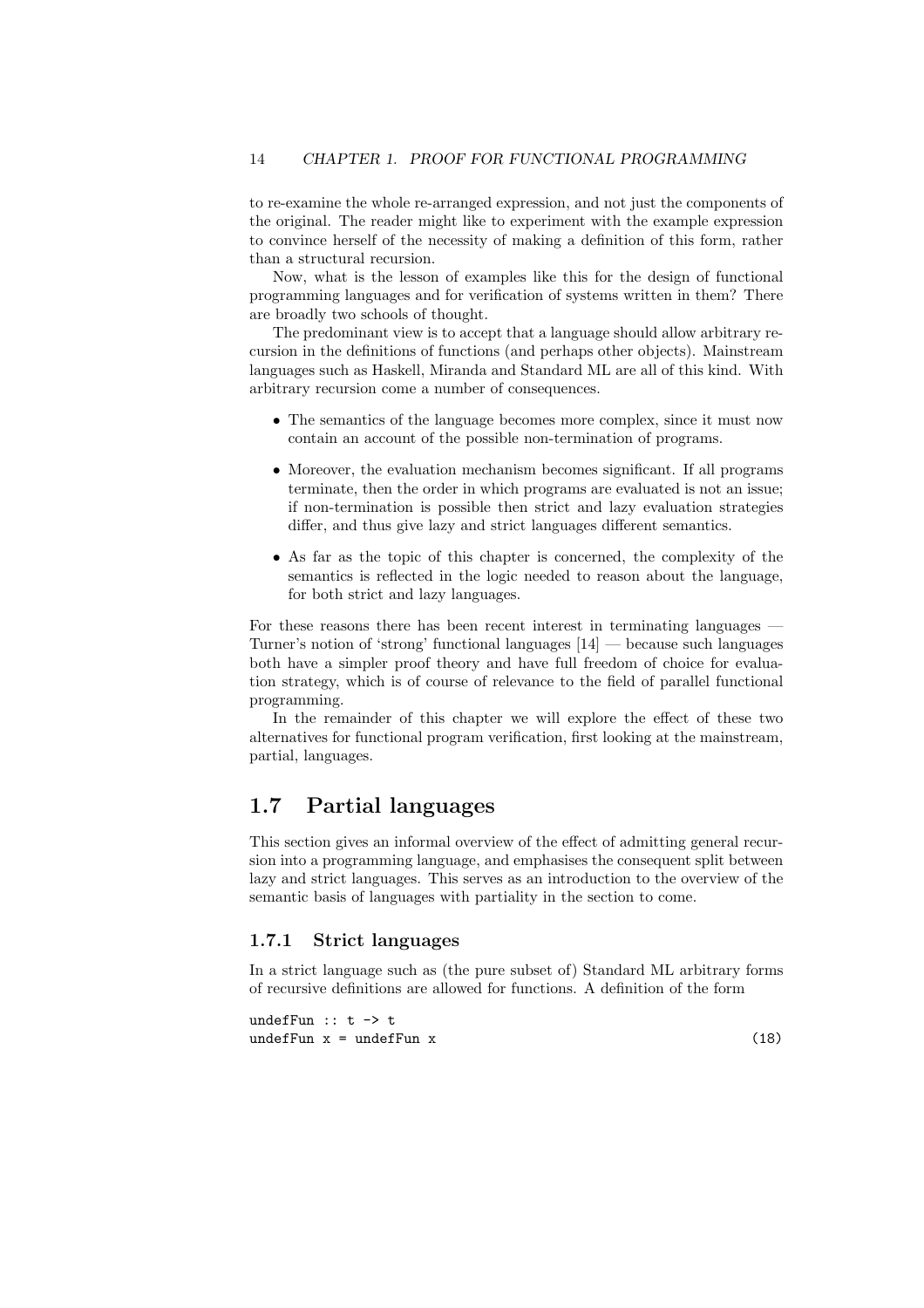to re-examine the whole re-arranged expression, and not just the components of the original. The reader might like to experiment with the example expression to convince herself of the necessity of making a definition of this form, rather than a structural recursion.

Now, what is the lesson of examples like this for the design of functional programming languages and for verification of systems written in them? There are broadly two schools of thought.

The predominant view is to accept that a language should allow arbitrary recursion in the definitions of functions (and perhaps other objects). Mainstream languages such as Haskell, Miranda and Standard ML are all of this kind. With arbitrary recursion come a number of consequences.

- The semantics of the language becomes more complex, since it must now contain an account of the possible non-termination of programs.
- Moreover, the evaluation mechanism becomes significant. If all programs terminate, then the order in which programs are evaluated is not an issue; if non-termination is possible then strict and lazy evaluation strategies differ, and thus give lazy and strict languages different semantics.
- As far as the topic of this chapter is concerned, the complexity of the semantics is reflected in the logic needed to reason about the language, for both strict and lazy languages.

For these reasons there has been recent interest in terminating languages — Turner's notion of 'strong' functional languages [14] — because such languages both have a simpler proof theory and have full freedom of choice for evaluation strategy, which is of course of relevance to the field of parallel functional programming.

In the remainder of this chapter we will explore the effect of these two alternatives for functional program verification, first looking at the mainstream, partial, languages.

## 1.7 Partial languages

This section gives an informal overview of the effect of admitting general recursion into a programming language, and emphasises the consequent split between lazy and strict languages. This serves as an introduction to the overview of the semantic basis of languages with partiality in the section to come.

### 1.7.1 Strict languages

In a strict language such as (the pure subset of) Standard ML arbitrary forms of recursive definitions are allowed for functions. A definition of the form

```
undefFun :: t -> t
undefFun x = undefFun x                                    (18)
```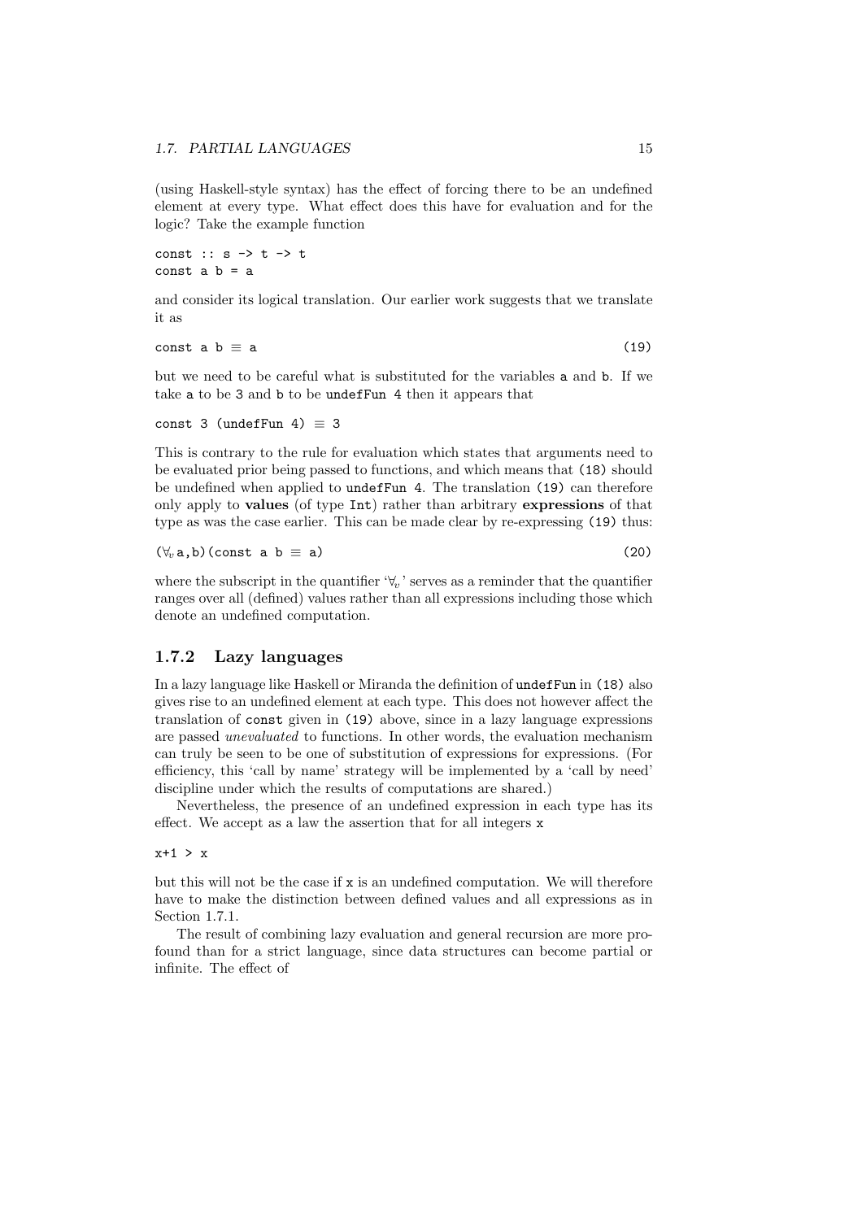(using Haskell-style syntax) has the effect of forcing there to be an undefined element at every type. What effect does this have for evaluation and for the logic? Take the example function

```
const :: s -> t -> t
const a b = a
```

and consider its logical translation. Our earlier work suggests that we translate it as

```
const a b ≡ a                                                   (19)
```

but we need to be careful what is substituted for the variables `a` and `b`. If we take `a` to be `3` and `b` to be `undefFun 4` then it appears that

```
const 3 (undefFun 4) ≡ 3
```

This is contrary to the rule for evaluation which states that arguments need to be evaluated prior being passed to functions, and which means that `(18)` should be undefined when applied to `undefFun 4`. The translation `(19)` can therefore only apply to **values** (of type `Int`) rather than arbitrary **expressions** of that type as was the case earlier. This can be made clear by re-expressing `(19)` thus:

```
(∀_v a,b)(const a b ≡ a)                                        (20)
```

where the subscript in the quantifier '$\forall_v$' serves as a reminder that the quantifier ranges over all (defined) values rather than all expressions including those which denote an undefined computation.

### 1.7.2 Lazy languages

In a lazy language like Haskell or Miranda the definition of `undefFun` in `(18)` also gives rise to an undefined element at each type. This does not however affect the translation of `const` given in `(19)` above, since in a lazy language expressions are passed *unevaluated* to functions. In other words, the evaluation mechanism can truly be seen to be one of substitution of expressions for expressions. (For efficiency, this 'call by name' strategy will be implemented by a 'call by need' discipline under which the results of computations are shared.)

Nevertheless, the presence of an undefined expression in each type has its effect. We accept as a law the assertion that for all integers `x`

```
x+1 > x
```

but this will not be the case if `x` is an undefined computation. We will therefore have to make the distinction between defined values and all expressions as in Section 1.7.1.

The result of combining lazy evaluation and general recursion are more profound than for a strict language, since data structures can become partial or infinite. The effect of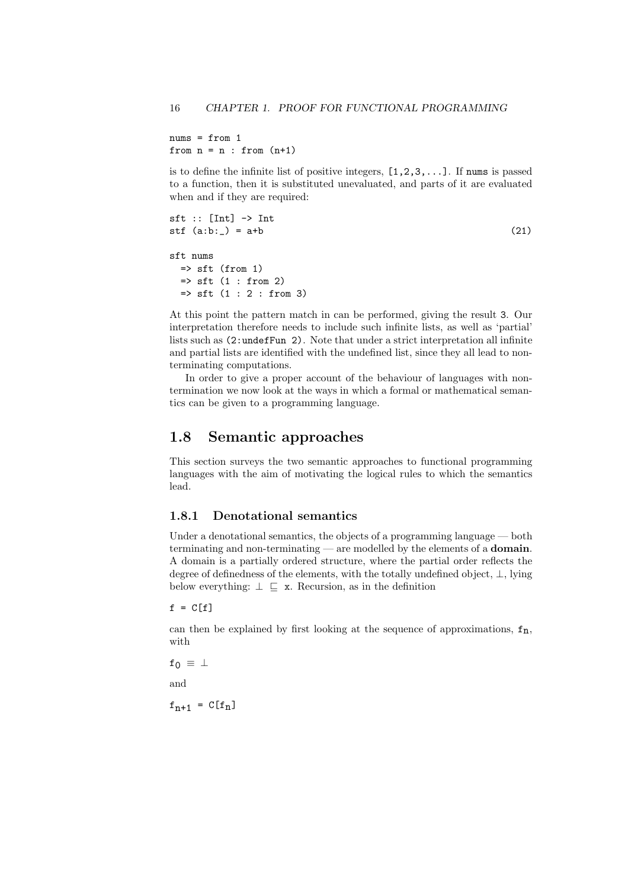```
nums = from 1
from n = n : from (n+1)
```

is to define the infinite list of positive integers, [1,2,3,...]. If nums is passed to a function, then it is substituted unevaluated, and parts of it are evaluated when and if they are required:

```
sft :: [Int] -> Int
stf (a:b:_) = a+b                                                    (21)

sft nums
  => sft (from 1)
  => sft (1 : from 2)
  => sft (1 : 2 : from 3)
```

At this point the pattern match in can be performed, giving the result 3. Our interpretation therefore needs to include such infinite lists, as well as 'partial' lists such as (2:undefFun 2). Note that under a strict interpretation all infinite and partial lists are identified with the undefined list, since they all lead to non-terminating computations.

In order to give a proper account of the behaviour of languages with non-termination we now look at the ways in which a formal or mathematical semantics can be given to a programming language.

## 1.8 Semantic approaches

This section surveys the two semantic approaches to functional programming languages with the aim of motivating the logical rules to which the semantics lead.

### 1.8.1 Denotational semantics

Under a denotational semantics, the objects of a programming language — both terminating and non-terminating — are modelled by the elements of a **domain**. A domain is a partially ordered structure, where the partial order reflects the degree of definedness of the elements, with the totally undefined object, $\perp$, lying below everything: $\perp \sqsubseteq x$. Recursion, as in the definition

```
f = C[f]
```

can then be explained by first looking at the sequence of approximations, $f_n$, with

$f_0 \equiv \perp$

and

$f_{n+1} = C[f_n]$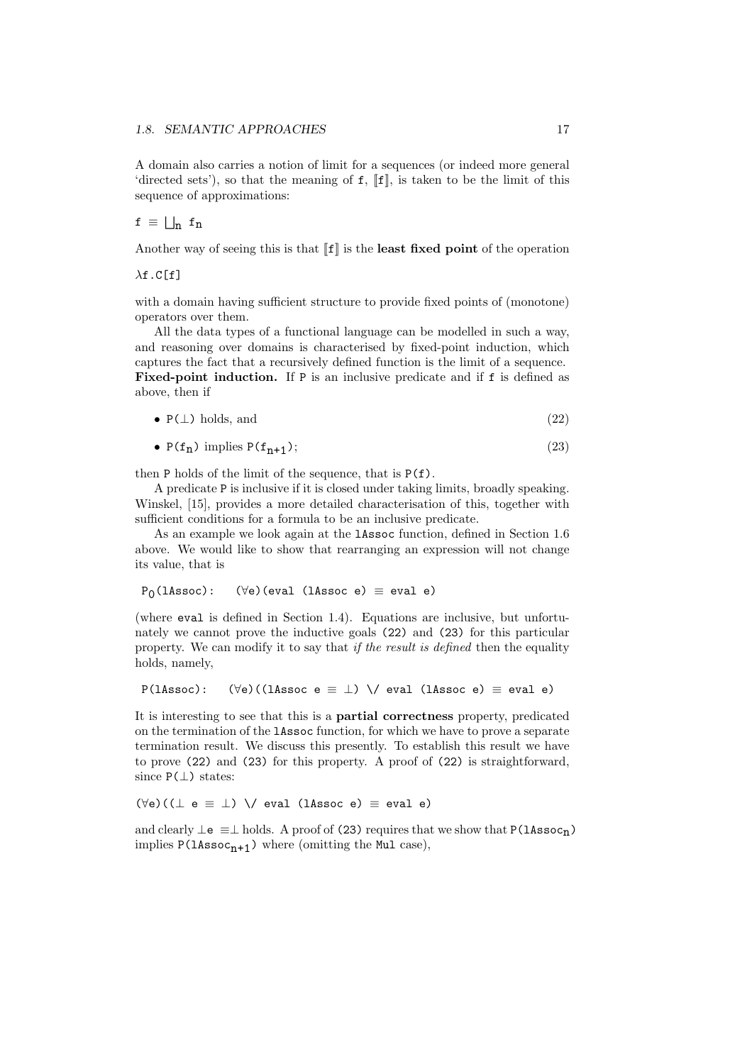A domain also carries a notion of limit for a sequences (or indeed more general 'directed sets'), so that the meaning of f, $[\![f]\!]$, is taken to be the limit of this sequence of approximations:

$$f \equiv \bigsqcup_n f_n$$

Another way of seeing this is that $[\![f]\!]$ is the **least fixed point** of the operation

$\lambda$f.C[f]

with a domain having sufficient structure to provide fixed points of (monotone) operators over them.

All the data types of a functional language can be modelled in such a way, and reasoning over domains is characterised by fixed-point induction, which captures the fact that a recursively defined function is the limit of a sequence.
**Fixed-point induction.** If P is an inclusive predicate and if f is defined as above, then if

- $P(\bot)$ holds, and (22)
- $P(f_n)$ implies $P(f_{n+1})$; (23)

then P holds of the limit of the sequence, that is P(f).

A predicate P is inclusive if it is closed under taking limits, broadly speaking. Winskel, [15], provides a more detailed characterisation of this, together with sufficient conditions for a formula to be an inclusive predicate.

As an example we look again at the `lAssoc` function, defined in Section 1.6 above. We would like to show that rearranging an expression will not change its value, that is

```
P0(lAssoc):   (∀e)(eval (lAssoc e) ≡ eval e)
```

(where `eval` is defined in Section 1.4). Equations are inclusive, but unfortunately we cannot prove the inductive goals (22) and (23) for this particular property. We can modify it to say that *if the result is defined* then the equality holds, namely,

```
P(lAssoc):   (∀e)((lAssoc e ≡ ⊥) \/ eval (lAssoc e) ≡ eval e)
```

It is interesting to see that this is a **partial correctness** property, predicated on the termination of the `lAssoc` function, for which we have to prove a separate termination result. We discuss this presently. To establish this result we have to prove (22) and (23) for this property. A proof of (22) is straightforward, since $P(\bot)$ states:

```
(∀e)((⊥ e ≡ ⊥) \/ eval (lAssoc e) ≡ eval e)
```

and clearly $\bot e \equiv \bot$ holds. A proof of (23) requires that we show that $P(\texttt{lAssoc}_n)$ implies $P(\texttt{lAssoc}_{n+1})$ where (omitting the `Mul` case),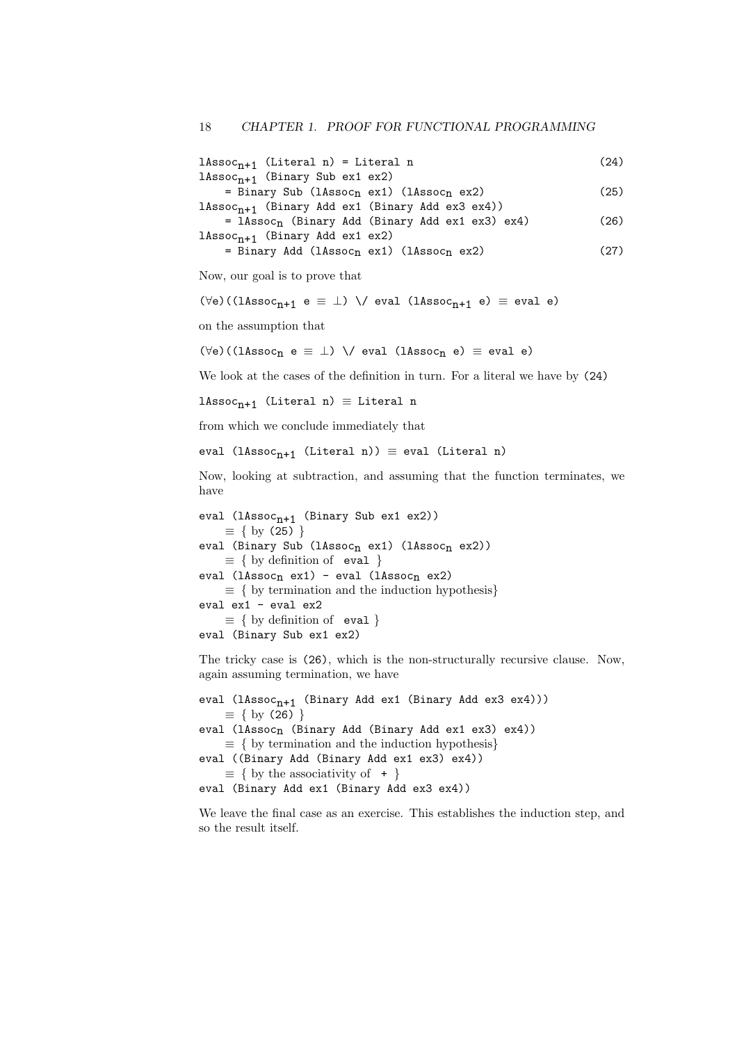```
lAssoc_{n+1} (Literal n) = Literal n                              (24)
lAssoc_{n+1} (Binary Sub ex1 ex2)
    = Binary Sub (lAssoc_n ex1) (lAssoc_n ex2)                   (25)
lAssoc_{n+1} (Binary Add ex1 (Binary Add ex3 ex4))
    = lAssoc_n (Binary Add (Binary Add ex1 ex3) ex4)             (26)
lAssoc_{n+1} (Binary Add ex1 ex2)
    = Binary Add (lAssoc_n ex1) (lAssoc_n ex2)                   (27)
```

Now, our goal is to prove that

```
(∀e)((lAssoc_{n+1} e ≡ ⊥) \/ eval (lAssoc_{n+1} e) ≡ eval e)
```

on the assumption that

```
(∀e)((lAssoc_n e ≡ ⊥) \/ eval (lAssoc_n e) ≡ eval e)
```

We look at the cases of the definition in turn. For a literal we have by `(24)`

```
lAssoc_{n+1} (Literal n) ≡ Literal n
```

from which we conclude immediately that

```
eval (lAssoc_{n+1} (Literal n)) ≡ eval (Literal n)
```

Now, looking at subtraction, and assuming that the function terminates, we have

```
eval (lAssoc_{n+1} (Binary Sub ex1 ex2))
    ≡ { by (25) }
eval (Binary Sub (lAssoc_n ex1) (lAssoc_n ex2))
    ≡ { by definition of  eval }
eval (lAssoc_n ex1) - eval (lAssoc_n ex2)
    ≡ { by termination and the induction hypothesis}
eval ex1 - eval ex2
    ≡ { by definition of  eval }
eval (Binary Sub ex1 ex2)
```

The tricky case is `(26)`, which is the non-structurally recursive clause. Now, again assuming termination, we have

```
eval (lAssoc_{n+1} (Binary Add ex1 (Binary Add ex3 ex4)))
    ≡ { by (26) }
eval (lAssoc_n (Binary Add (Binary Add ex1 ex3) ex4))
    ≡ { by termination and the induction hypothesis}
eval ((Binary Add (Binary Add ex1 ex3) ex4))
    ≡ { by the associativity of  + }
eval (Binary Add ex1 (Binary Add ex3 ex4))
```

We leave the final case as an exercise. This establishes the induction step, and so the result itself.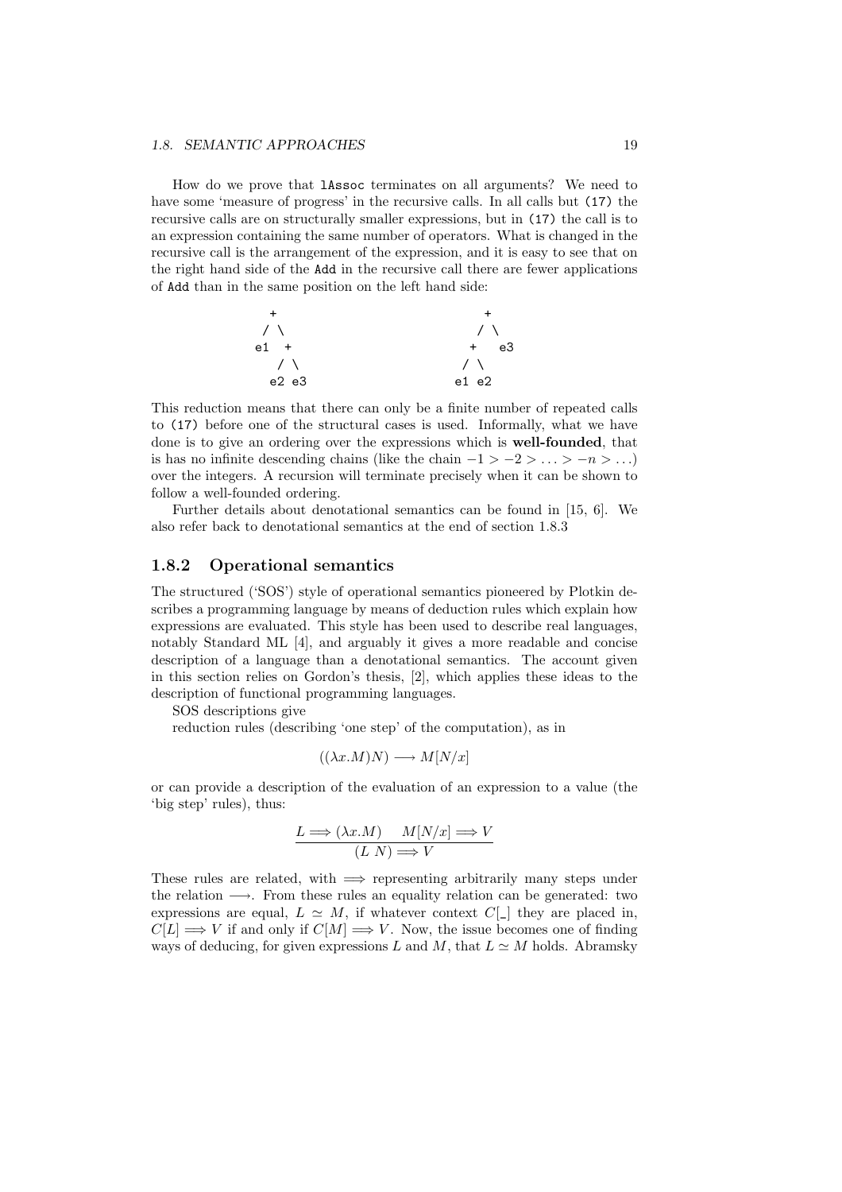How do we prove that `lAssoc` terminates on all arguments? We need to have some 'measure of progress' in the recursive calls. In all calls but `(17)` the recursive calls are on structurally smaller expressions, but in `(17)` the call is to an expression containing the same number of operators. What is changed in the recursive call is the arrangement of the expression, and it is easy to see that on the right hand side of the `Add` in the recursive call there are fewer applications of `Add` than in the same position on the left hand side:

```
  +                      +
 / \                    / \
e1  +                  +   e3
   / \                / \
  e2 e3              e1 e2
```

This reduction means that there can only be a finite number of repeated calls to `(17)` before one of the structural cases is used. Informally, what we have done is to give an ordering over the expressions which is **well-founded**, that is has no infinite descending chains (like the chain $-1 > -2 > \ldots > -n > \ldots$) over the integers. A recursion will terminate precisely when it can be shown to follow a well-founded ordering.

Further details about denotational semantics can be found in [15, 6]. We also refer back to denotational semantics at the end of section 1.8.3

### 1.8.2 Operational semantics

The structured ('SOS') style of operational semantics pioneered by Plotkin describes a programming language by means of deduction rules which explain how expressions are evaluated. This style has been used to describe real languages, notably Standard ML [4], and arguably it gives a more readable and concise description of a language than a denotational semantics. The account given in this section relies on Gordon's thesis, [2], which applies these ideas to the description of functional programming languages.

SOS descriptions give

reduction rules (describing 'one step' of the computation), as in

$$((\lambda x.M)N) \longrightarrow M[N/x]$$

or can provide a description of the evaluation of an expression to a value (the 'big step' rules), thus:

$$\frac{L \Longrightarrow (\lambda x.M) \qquad M[N/x] \Longrightarrow V}{(L\ N) \Longrightarrow V}$$

These rules are related, with $\Longrightarrow$ representing arbitrarily many steps under the relation $\longrightarrow$. From these rules an equality relation can be generated: two expressions are equal, $L \simeq M$, if whatever context $C[\_]$ they are placed in, $C[L] \Longrightarrow V$ if and only if $C[M] \Longrightarrow V$. Now, the issue becomes one of finding ways of deducing, for given expressions $L$ and $M$, that $L \simeq M$ holds. Abramsky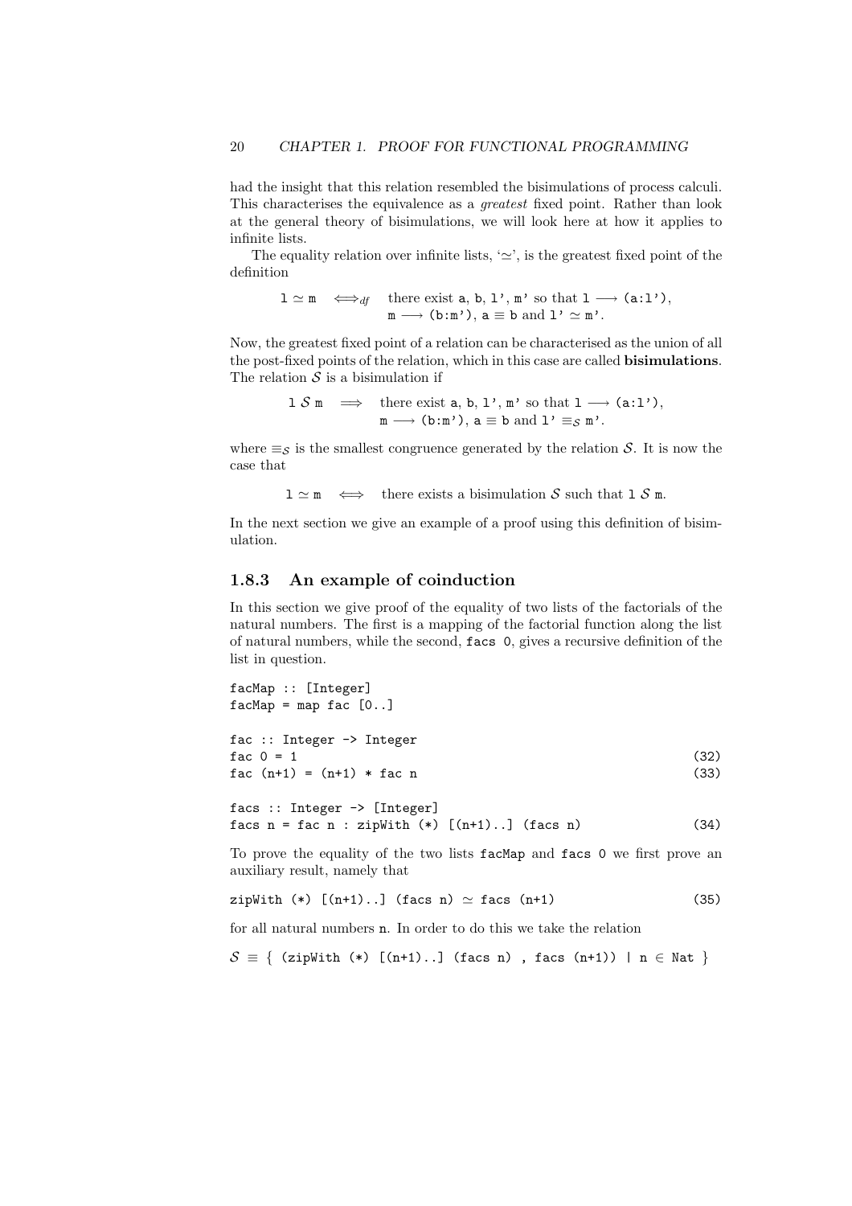had the insight that this relation resembled the bisimulations of process calculi. This characterises the equivalence as a *greatest* fixed point. Rather than look at the general theory of bisimulations, we will look here at how it applies to infinite lists.

The equality relation over infinite lists, '$\simeq$', is the greatest fixed point of the definition

$$\texttt{l} \simeq \texttt{m} \quad \Longleftrightarrow_{df} \quad \text{there exist } \texttt{a}, \texttt{b}, \texttt{l'}, \texttt{m'} \text{ so that } \texttt{l} \longrightarrow \texttt{(a:l')}, \; \texttt{m} \longrightarrow \texttt{(b:m')}, \; \texttt{a} \equiv \texttt{b} \text{ and } \texttt{l'} \simeq \texttt{m'}.$$

Now, the greatest fixed point of a relation can be characterised as the union of all the post-fixed points of the relation, which in this case are called **bisimulations**. The relation $\mathcal{S}$ is a bisimulation if

$$\texttt{l} \; \mathcal{S} \; \texttt{m} \quad \Longrightarrow \quad \text{there exist } \texttt{a}, \texttt{b}, \texttt{l'}, \texttt{m'} \text{ so that } \texttt{l} \longrightarrow \texttt{(a:l')}, \; \texttt{m} \longrightarrow \texttt{(b:m')}, \; \texttt{a} \equiv \texttt{b} \text{ and } \texttt{l'} \equiv_{\mathcal{S}} \texttt{m'}.$$

where $\equiv_{\mathcal{S}}$ is the smallest congruence generated by the relation $\mathcal{S}$. It is now the case that

$$\texttt{l} \simeq \texttt{m} \quad \Longleftrightarrow \quad \text{there exists a bisimulation } \mathcal{S} \text{ such that } \texttt{l} \; \mathcal{S} \; \texttt{m}.$$

In the next section we give an example of a proof using this definition of bisimulation.

### 1.8.3 An example of coinduction

In this section we give proof of the equality of two lists of the factorials of the natural numbers. The first is a mapping of the factorial function along the list of natural numbers, while the second, `facs 0`, gives a recursive definition of the list in question.

```
facMap :: [Integer]
facMap = map fac [0..]

fac :: Integer -> Integer
fac 0 = 1                                                    (32)
fac (n+1) = (n+1) * fac n                                    (33)

facs :: Integer -> [Integer]
facs n = fac n : zipWith (*) [(n+1)..] (facs n)              (34)
```

To prove the equality of the two lists `facMap` and `facs 0` we first prove an auxiliary result, namely that

```
zipWith (*) [(n+1)..] (facs n) ≃ facs (n+1)                  (35)
```

for all natural numbers `n`. In order to do this we take the relation

$$\mathcal{S} \equiv \{ \; \texttt{(zipWith (*) [(n+1)..] (facs n) , facs (n+1))} \mid \texttt{n} \in \texttt{Nat} \; \}$$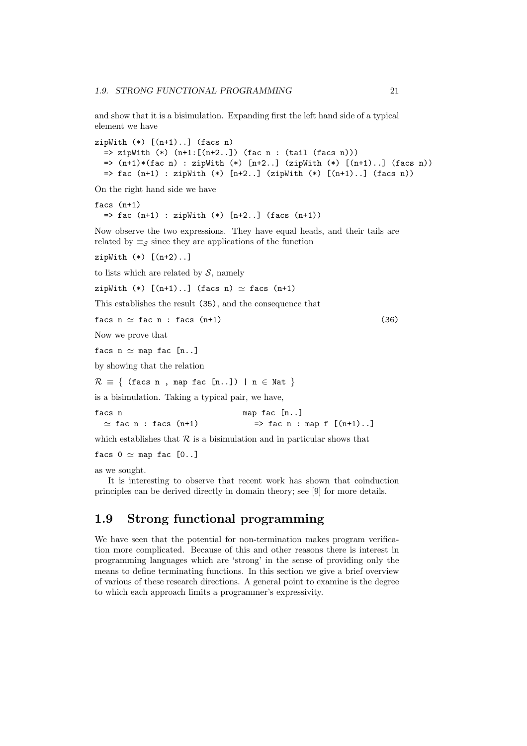and show that it is a bisimulation. Expanding first the left hand side of a typical element we have

```
zipWith (*) [(n+1)..] (facs n)
  => zipWith (*) (n+1:[(n+2..]) (fac n : (tail (facs n)))
  => (n+1)*(fac n) : zipWith (*) [n+2..] (zipWith (*) [(n+1)..] (facs n))
  => fac (n+1) : zipWith (*) [n+2..] (zipWith (*) [(n+1)..] (facs n))
```

On the right hand side we have

```
facs (n+1)
  => fac (n+1) : zipWith (*) [n+2..] (facs (n+1))
```

Now observe the two expressions. They have equal heads, and their tails are related by $\equiv_{\mathcal{S}}$ since they are applications of the function

```
zipWith (*) [(n+2)..]
```

to lists which are related by $\mathcal{S}$, namely

```
zipWith (*) [(n+1)..] (facs n) ≃ facs (n+1)
```

This establishes the result (35), and the consequence that

```
facs n ≃ fac n : facs (n+1)                                   (36)
```

Now we prove that

```
facs n ≃ map fac [n..]
```

by showing that the relation

$\mathcal{R} \equiv$ `{ (facs n , map fac [n..]) | n ∈ Nat }`

is a bisimulation. Taking a typical pair, we have,

```
facs n                          map fac [n..]
  ≃ fac n : facs (n+1)            => fac n : map f [(n+1)..]
```

which establishes that $\mathcal{R}$ is a bisimulation and in particular shows that

```
facs 0 ≃ map fac [0..]
```

as we sought.

It is interesting to observe that recent work has shown that coinduction principles can be derived directly in domain theory; see [9] for more details.

## 1.9 Strong functional programming

We have seen that the potential for non-termination makes program verification more complicated. Because of this and other reasons there is interest in programming languages which are 'strong' in the sense of providing only the means to define terminating functions. In this section we give a brief overview of various of these research directions. A general point to examine is the degree to which each approach limits a programmer's expressivity.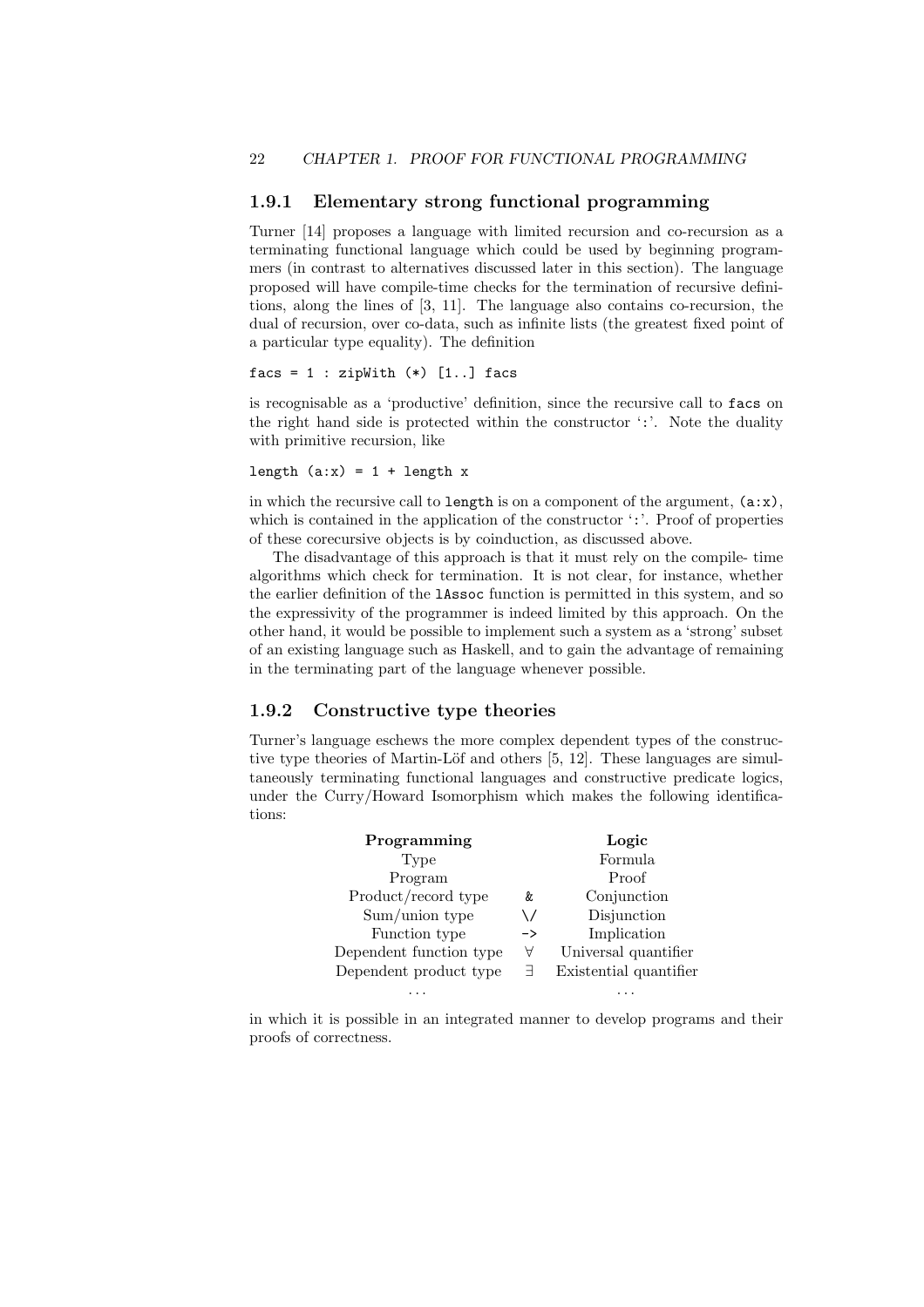### 1.9.1 Elementary strong functional programming

Turner [14] proposes a language with limited recursion and co-recursion as a terminating functional language which could be used by beginning programmers (in contrast to alternatives discussed later in this section). The language proposed will have compile-time checks for the termination of recursive definitions, along the lines of [3, 11]. The language also contains co-recursion, the dual of recursion, over co-data, such as infinite lists (the greatest fixed point of a particular type equality). The definition

```
facs = 1 : zipWith (*) [1..] facs
```

is recognisable as a 'productive' definition, since the recursive call to `facs` on the right hand side is protected within the constructor ':'. Note the duality with primitive recursion, like

```
length (a:x) = 1 + length x
```

in which the recursive call to `length` is on a component of the argument, `(a:x)`, which is contained in the application of the constructor ':'. Proof of properties of these corecursive objects is by coinduction, as discussed above.

The disadvantage of this approach is that it must rely on the compile- time algorithms which check for termination. It is not clear, for instance, whether the earlier definition of the `lAssoc` function is permitted in this system, and so the expressivity of the programmer is indeed limited by this approach. On the other hand, it would be possible to implement such a system as a 'strong' subset of an existing language such as Haskell, and to gain the advantage of remaining in the terminating part of the language whenever possible.

### 1.9.2 Constructive type theories

Turner's language eschews the more complex dependent types of the constructive type theories of Martin-Löf and others [5, 12]. These languages are simultaneously terminating functional languages and constructive predicate logics, under the Curry/Howard Isomorphism which makes the following identifications:

| **Programming** | | **Logic** |
|---|---|---|
| Type | | Formula |
| Program | | Proof |
| Product/record type | `&` | Conjunction |
| Sum/union type | `\/` | Disjunction |
| Function type | `->` | Implication |
| Dependent function type | $\forall$ | Universal quantifier |
| Dependent product type | $\exists$ | Existential quantifier |
| ... | | ... |

in which it is possible in an integrated manner to develop programs and their proofs of correctness.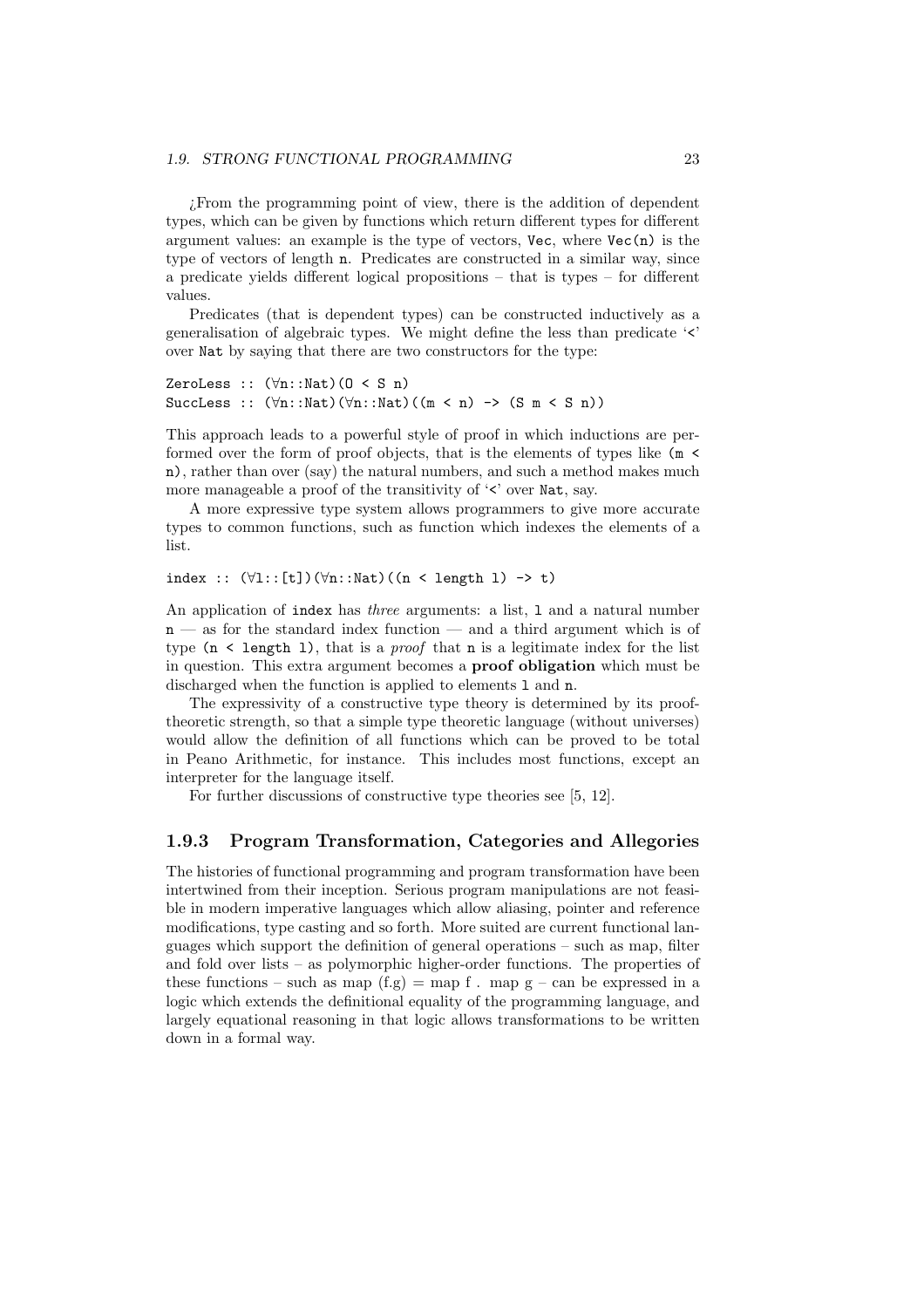¿From the programming point of view, there is the addition of dependent types, which can be given by functions which return different types for different argument values: an example is the type of vectors, `Vec`, where `Vec(n)` is the type of vectors of length `n`. Predicates are constructed in a similar way, since a predicate yields different logical propositions – that is types – for different values.

Predicates (that is dependent types) can be constructed inductively as a generalisation of algebraic types. We might define the less than predicate '`<`' over `Nat` by saying that there are two constructors for the type:

```
ZeroLess :: (∀n::Nat)(O < S n)
SuccLess :: (∀n::Nat)(∀n::Nat)((m < n) -> (S m < S n))
```

This approach leads to a powerful style of proof in which inductions are performed over the form of proof objects, that is the elements of types like `(m < n)`, rather than over (say) the natural numbers, and such a method makes much more manageable a proof of the transitivity of '`<`' over `Nat`, say.

A more expressive type system allows programmers to give more accurate types to common functions, such as function which indexes the elements of a list.

```
index :: (∀l::[t])(∀n::Nat)((n < length l) -> t)
```

An application of `index` has *three* arguments: a list, `l` and a natural number `n` — as for the standard index function — and a third argument which is of type `(n < length l)`, that is a *proof* that `n` is a legitimate index for the list in question. This extra argument becomes a **proof obligation** which must be discharged when the function is applied to elements `l` and `n`.

The expressivity of a constructive type theory is determined by its proof-theoretic strength, so that a simple type theoretic language (without universes) would allow the definition of all functions which can be proved to be total in Peano Arithmetic, for instance. This includes most functions, except an interpreter for the language itself.

For further discussions of constructive type theories see [5, 12].

### 1.9.3 Program Transformation, Categories and Allegories

The histories of functional programming and program transformation have been intertwined from their inception. Serious program manipulations are not feasible in modern imperative languages which allow aliasing, pointer and reference modifications, type casting and so forth. More suited are current functional languages which support the definition of general operations – such as map, filter and fold over lists – as polymorphic higher-order functions. The properties of these functions – such as map (f.g) = map f . map g – can be expressed in a logic which extends the definitional equality of the programming language, and largely equational reasoning in that logic allows transformations to be written down in a formal way.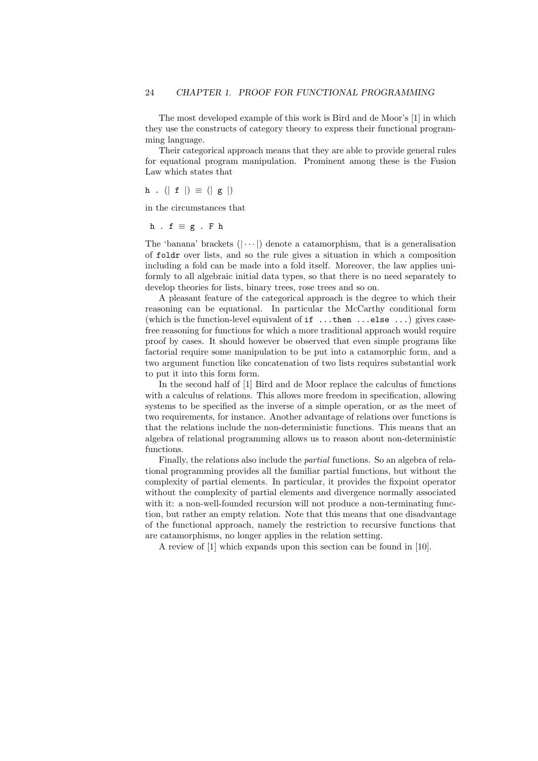The most developed example of this work is Bird and de Moor's [1] in which they use the constructs of category theory to express their functional programming language.

Their categorical approach means that they are able to provide general rules for equational program manipulation. Prominent among these is the Fusion Law which states that

```
h . (| f |) ≡ (| g |)
```

in the circumstances that

```
h . f ≡ g . F h
```

The 'banana' brackets $(|\cdots|)$ denote a catamorphism, that is a generalisation of `foldr` over lists, and so the rule gives a situation in which a composition including a fold can be made into a fold itself. Moreover, the law applies uniformly to all algebraic initial data types, so that there is no need separately to develop theories for lists, binary trees, rose trees and so on.

A pleasant feature of the categorical approach is the degree to which their reasoning can be equational. In particular the McCarthy conditional form (which is the function-level equivalent of `if ...then ...else ...`) gives case-free reasoning for functions for which a more traditional approach would require proof by cases. It should however be observed that even simple programs like factorial require some manipulation to be put into a catamorphic form, and a two argument function like concatenation of two lists requires substantial work to put it into this form form.

In the second half of [1] Bird and de Moor replace the calculus of functions with a calculus of relations. This allows more freedom in specification, allowing systems to be specified as the inverse of a simple operation, or as the meet of two requirements, for instance. Another advantage of relations over functions is that the relations include the non-deterministic functions. This means that an algebra of relational programming allows us to reason about non-deterministic functions.

Finally, the relations also include the *partial* functions. So an algebra of relational programming provides all the familiar partial functions, but without the complexity of partial elements. In particular, it provides the fixpoint operator without the complexity of partial elements and divergence normally associated with it: a non-well-founded recursion will not produce a non-terminating function, but rather an empty relation. Note that this means that one disadvantage of the functional approach, namely the restriction to recursive functions that are catamorphisms, no longer applies in the relation setting.

A review of [1] which expands upon this section can be found in [10].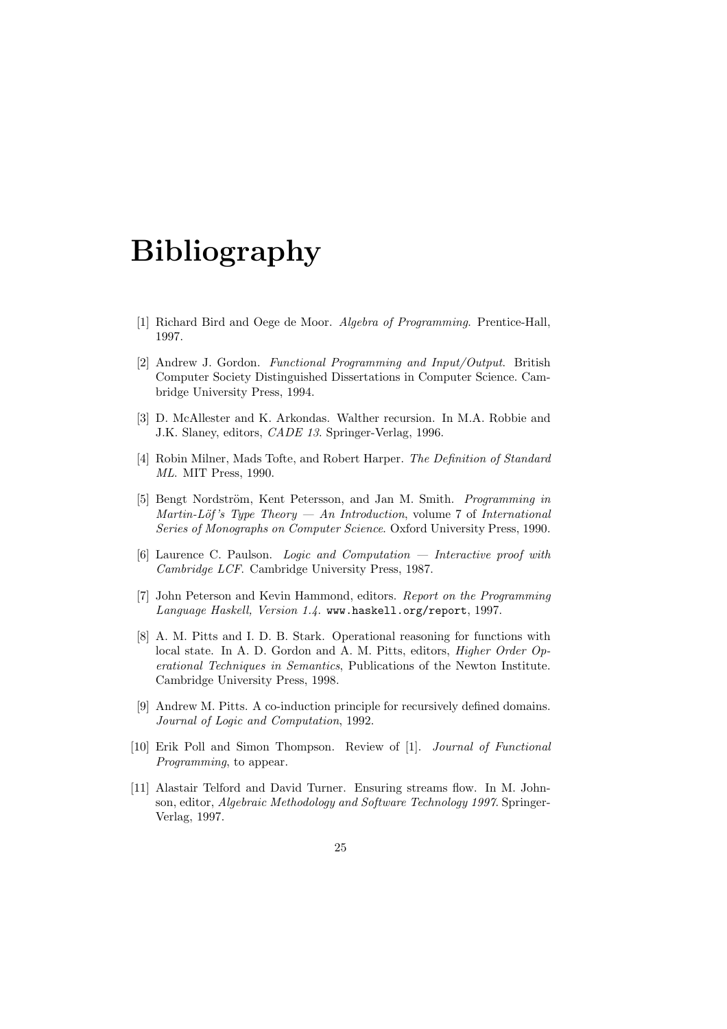# Bibliography

[1] Richard Bird and Oege de Moor. *Algebra of Programming*. Prentice-Hall, 1997.

[2] Andrew J. Gordon. *Functional Programming and Input/Output*. British Computer Society Distinguished Dissertations in Computer Science. Cambridge University Press, 1994.

[3] D. McAllester and K. Arkondas. Walther recursion. In M.A. Robbie and J.K. Slaney, editors, *CADE 13*. Springer-Verlag, 1996.

[4] Robin Milner, Mads Tofte, and Robert Harper. *The Definition of Standard ML*. MIT Press, 1990.

[5] Bengt Nordström, Kent Petersson, and Jan M. Smith. *Programming in Martin-Löf's Type Theory — An Introduction*, volume 7 of *International Series of Monographs on Computer Science*. Oxford University Press, 1990.

[6] Laurence C. Paulson. *Logic and Computation — Interactive proof with Cambridge LCF*. Cambridge University Press, 1987.

[7] John Peterson and Kevin Hammond, editors. *Report on the Programming Language Haskell, Version 1.4*. `www.haskell.org/report`, 1997.

[8] A. M. Pitts and I. D. B. Stark. Operational reasoning for functions with local state. In A. D. Gordon and A. M. Pitts, editors, *Higher Order Operational Techniques in Semantics*, Publications of the Newton Institute. Cambridge University Press, 1998.

[9] Andrew M. Pitts. A co-induction principle for recursively defined domains. *Journal of Logic and Computation*, 1992.

[10] Erik Poll and Simon Thompson. Review of [1]. *Journal of Functional Programming*, to appear.

[11] Alastair Telford and David Turner. Ensuring streams flow. In M. Johnson, editor, *Algebraic Methodology and Software Technology 1997*. Springer-Verlag, 1997.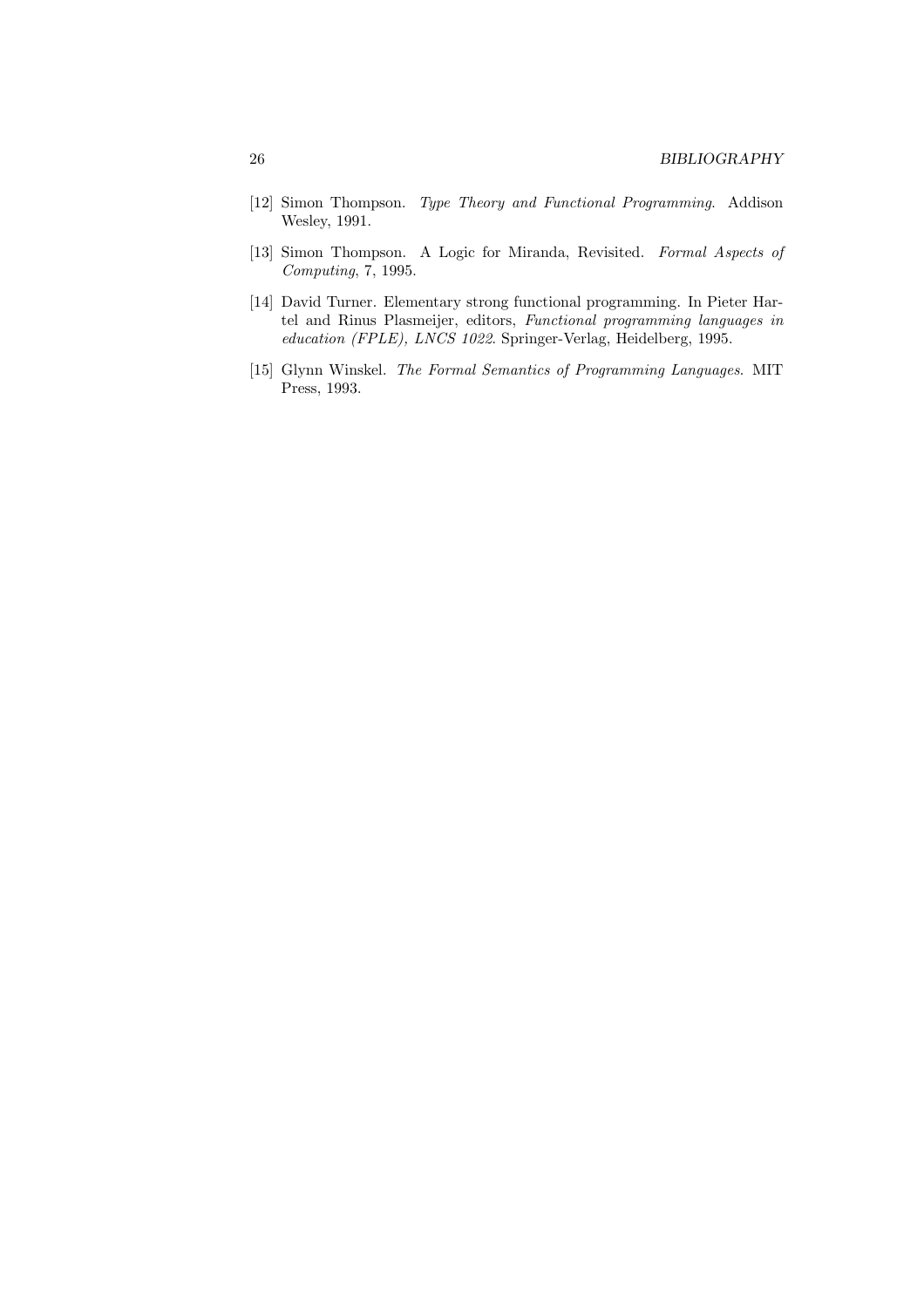[12] Simon Thompson. *Type Theory and Functional Programming*. Addison Wesley, 1991.

[13] Simon Thompson. A Logic for Miranda, Revisited. *Formal Aspects of Computing*, 7, 1995.

[14] David Turner. Elementary strong functional programming. In Pieter Hartel and Rinus Plasmeijer, editors, *Functional programming languages in education (FPLE), LNCS 1022*. Springer-Verlag, Heidelberg, 1995.

[15] Glynn Winskel. *The Formal Semantics of Programming Languages*. MIT Press, 1993.